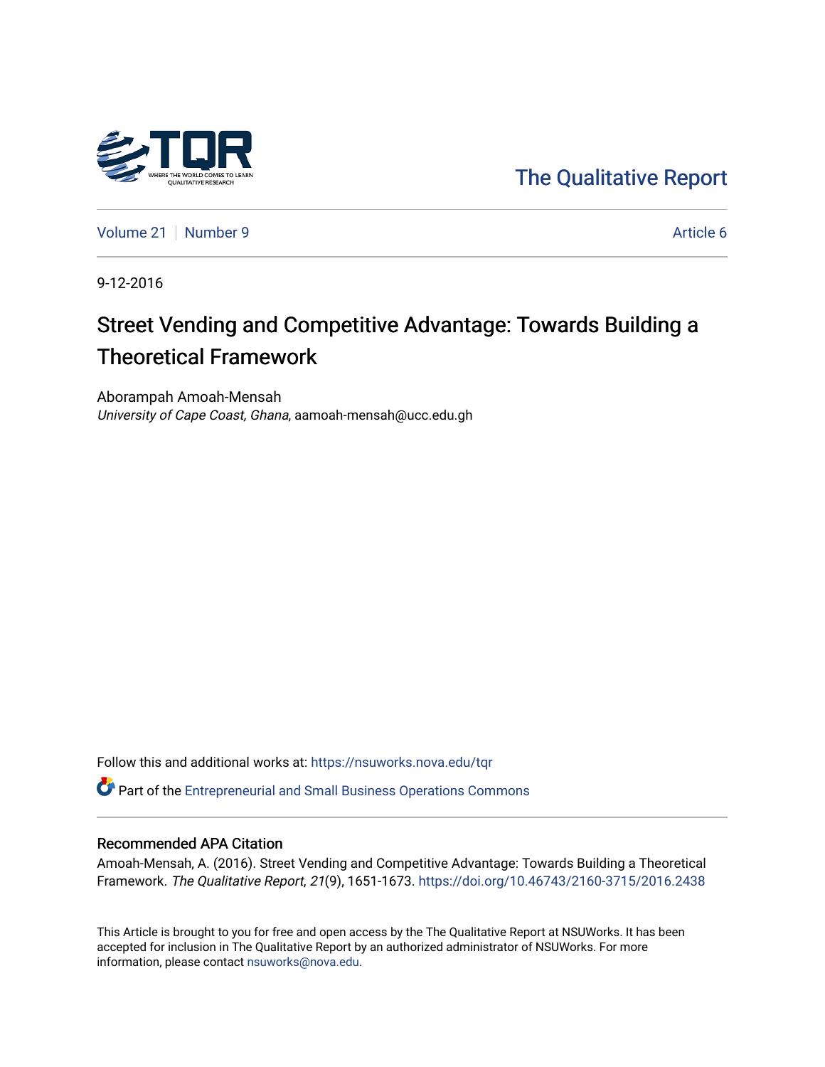The Qualitative Report

Volume 21 | Number 9 | Article 6

9-12-2016

# Street Vending and Competitive Advantage: Towards Building a Theoretical Framework

Aborampah Amoah-Mensah
*University of Cape Coast, Ghana*, aamoah-mensah@ucc.edu.gh

Follow this and additional works at: https://nsuworks.nova.edu/tqr

Part of the Entrepreneurial and Small Business Operations Commons

## Recommended APA Citation

Amoah-Mensah, A. (2016). Street Vending and Competitive Advantage: Towards Building a Theoretical Framework. *The Qualitative Report*, *21*(9), 1651-1673. https://doi.org/10.46743/2160-3715/2016.2438

This Article is brought to you for free and open access by the The Qualitative Report at NSUWorks. It has been accepted for inclusion in The Qualitative Report by an authorized administrator of NSUWorks. For more information, please contact nsuworks@nova.edu.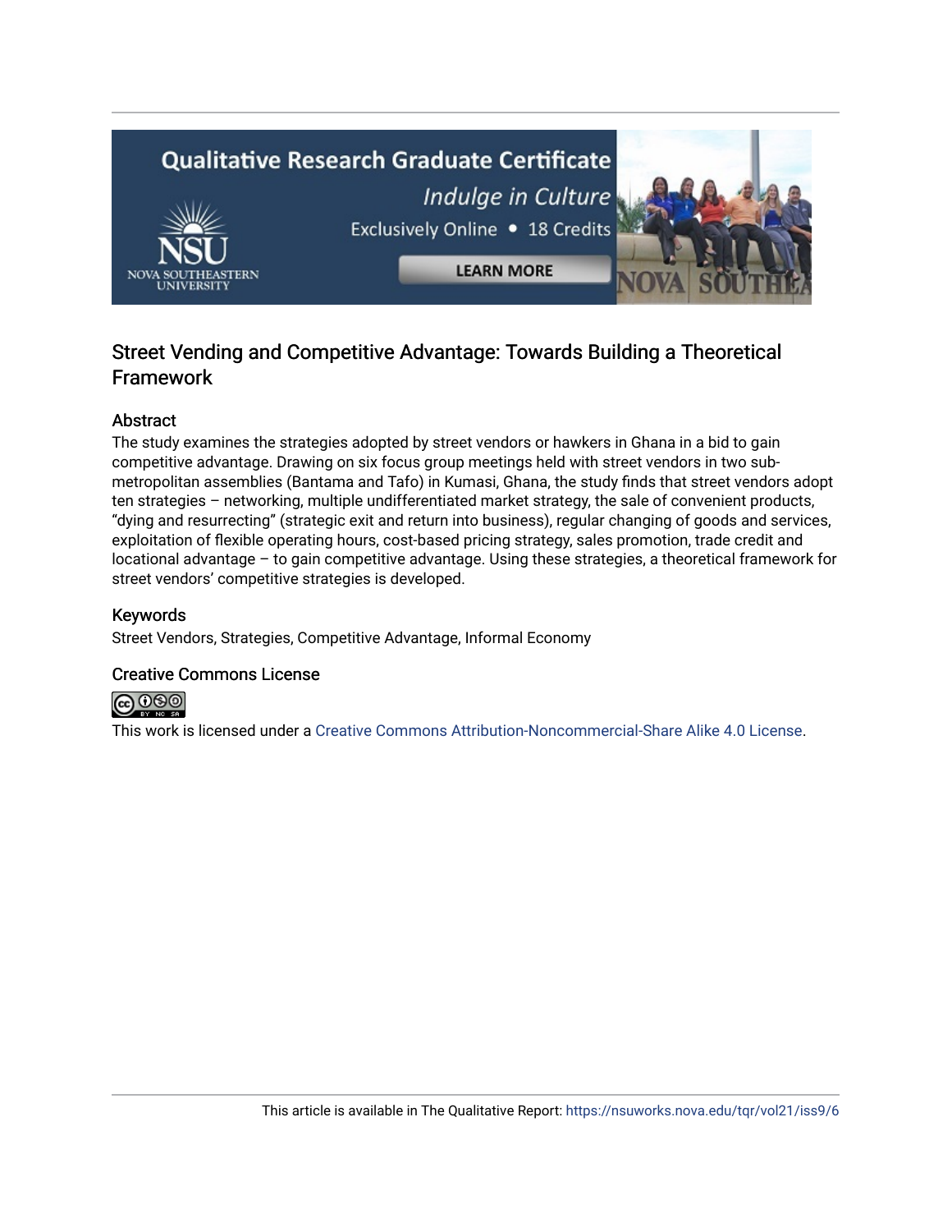## Street Vending and Competitive Advantage: Towards Building a Theoretical Framework

### Abstract

The study examines the strategies adopted by street vendors or hawkers in Ghana in a bid to gain competitive advantage. Drawing on six focus group meetings held with street vendors in two sub-metropolitan assemblies (Bantama and Tafo) in Kumasi, Ghana, the study finds that street vendors adopt ten strategies – networking, multiple undifferentiated market strategy, the sale of convenient products, "dying and resurrecting" (strategic exit and return into business), regular changing of goods and services, exploitation of flexible operating hours, cost-based pricing strategy, sales promotion, trade credit and locational advantage – to gain competitive advantage. Using these strategies, a theoretical framework for street vendors' competitive strategies is developed.

### Keywords

Street Vendors, Strategies, Competitive Advantage, Informal Economy

### Creative Commons License

This work is licensed under a Creative Commons Attribution-Noncommercial-Share Alike 4.0 License.

This article is available in The Qualitative Report: https://nsuworks.nova.edu/tqr/vol21/iss9/6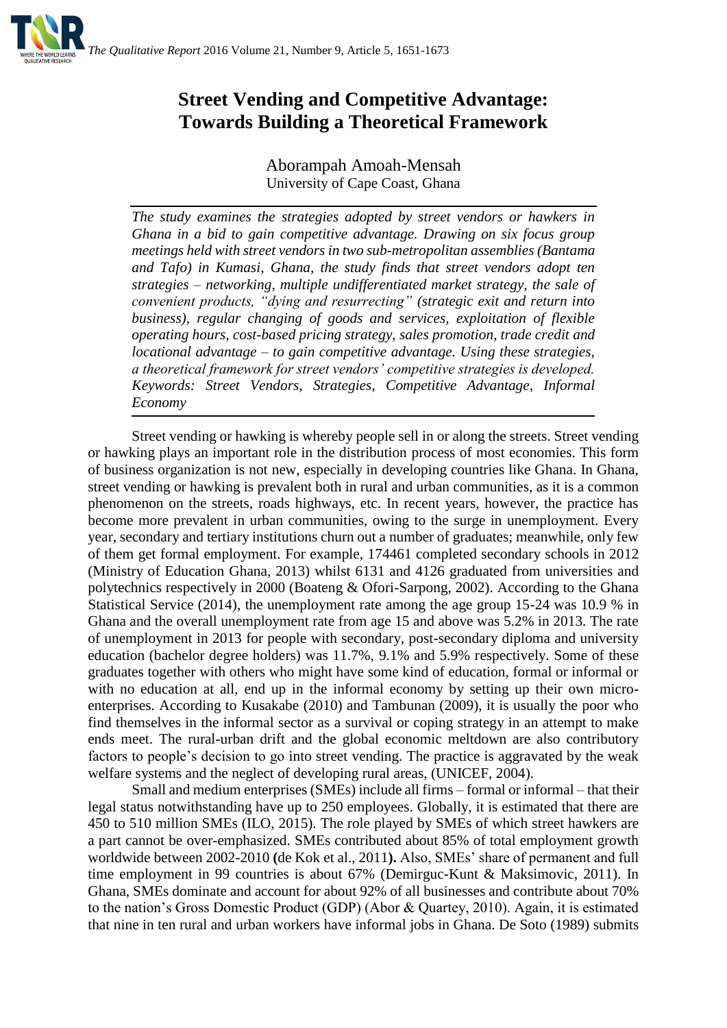# Street Vending and Competitive Advantage: Towards Building a Theoretical Framework

Aborampah Amoah-Mensah
University of Cape Coast, Ghana

*The study examines the strategies adopted by street vendors or hawkers in Ghana in a bid to gain competitive advantage. Drawing on six focus group meetings held with street vendors in two sub-metropolitan assemblies (Bantama and Tafo) in Kumasi, Ghana, the study finds that street vendors adopt ten strategies – networking, multiple undifferentiated market strategy, the sale of convenient products, "dying and resurrecting" (strategic exit and return into business), regular changing of goods and services, exploitation of flexible operating hours, cost-based pricing strategy, sales promotion, trade credit and locational advantage – to gain competitive advantage. Using these strategies, a theoretical framework for street vendors' competitive strategies is developed. Keywords: Street Vendors, Strategies, Competitive Advantage, Informal Economy*

Street vending or hawking is whereby people sell in or along the streets. Street vending or hawking plays an important role in the distribution process of most economies. This form of business organization is not new, especially in developing countries like Ghana. In Ghana, street vending or hawking is prevalent both in rural and urban communities, as it is a common phenomenon on the streets, roads highways, etc. In recent years, however, the practice has become more prevalent in urban communities, owing to the surge in unemployment. Every year, secondary and tertiary institutions churn out a number of graduates; meanwhile, only few of them get formal employment. For example, 174461 completed secondary schools in 2012 (Ministry of Education Ghana, 2013) whilst 6131 and 4126 graduated from universities and polytechnics respectively in 2000 (Boateng & Ofori-Sarpong, 2002). According to the Ghana Statistical Service (2014), the unemployment rate among the age group 15-24 was 10.9 % in Ghana and the overall unemployment rate from age 15 and above was 5.2% in 2013. The rate of unemployment in 2013 for people with secondary, post-secondary diploma and university education (bachelor degree holders) was 11.7%, 9.1% and 5.9% respectively. Some of these graduates together with others who might have some kind of education, formal or informal or with no education at all, end up in the informal economy by setting up their own micro-enterprises. According to Kusakabe (2010) and Tambunan (2009), it is usually the poor who find themselves in the informal sector as a survival or coping strategy in an attempt to make ends meet. The rural-urban drift and the global economic meltdown are also contributory factors to people's decision to go into street vending. The practice is aggravated by the weak welfare systems and the neglect of developing rural areas, (UNICEF, 2004).

Small and medium enterprises (SMEs) include all firms – formal or informal – that their legal status notwithstanding have up to 250 employees. Globally, it is estimated that there are 450 to 510 million SMEs (ILO, 2015). The role played by SMEs of which street hawkers are a part cannot be over-emphasized. SMEs contributed about 85% of total employment growth worldwide between 2002-2010 **(**de Kok et al., 2011**).** Also, SMEs' share of permanent and full time employment in 99 countries is about 67% (Demirguc-Kunt & Maksimovic, 2011). In Ghana, SMEs dominate and account for about 92% of all businesses and contribute about 70% to the nation's Gross Domestic Product (GDP) (Abor & Quartey, 2010). Again, it is estimated that nine in ten rural and urban workers have informal jobs in Ghana. De Soto (1989) submits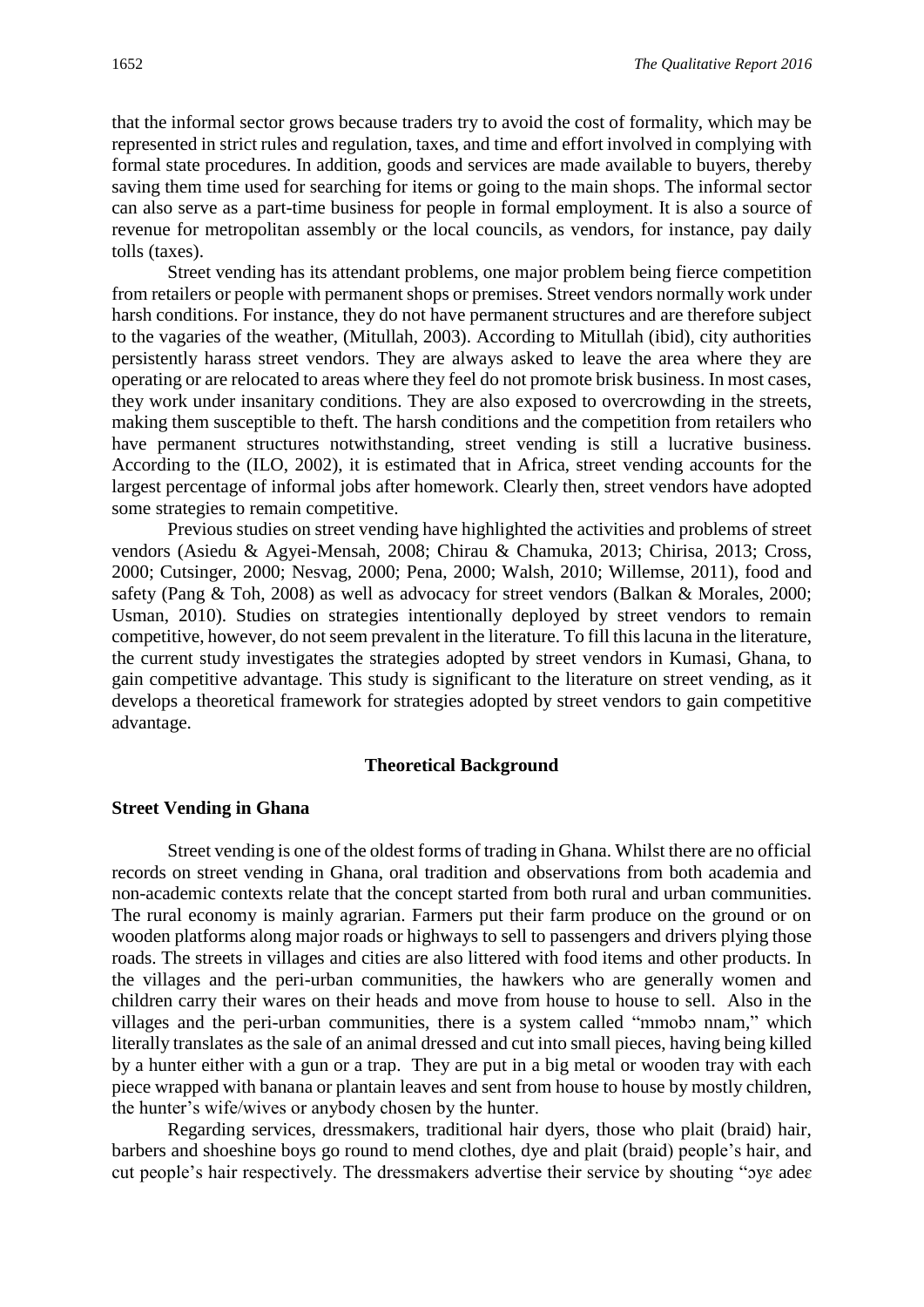that the informal sector grows because traders try to avoid the cost of formality, which may be represented in strict rules and regulation, taxes, and time and effort involved in complying with formal state procedures. In addition, goods and services are made available to buyers, thereby saving them time used for searching for items or going to the main shops. The informal sector can also serve as a part-time business for people in formal employment. It is also a source of revenue for metropolitan assembly or the local councils, as vendors, for instance, pay daily tolls (taxes).

Street vending has its attendant problems, one major problem being fierce competition from retailers or people with permanent shops or premises. Street vendors normally work under harsh conditions. For instance, they do not have permanent structures and are therefore subject to the vagaries of the weather, (Mitullah, 2003). According to Mitullah (ibid), city authorities persistently harass street vendors. They are always asked to leave the area where they are operating or are relocated to areas where they feel do not promote brisk business. In most cases, they work under insanitary conditions. They are also exposed to overcrowding in the streets, making them susceptible to theft. The harsh conditions and the competition from retailers who have permanent structures notwithstanding, street vending is still a lucrative business. According to the (ILO, 2002), it is estimated that in Africa, street vending accounts for the largest percentage of informal jobs after homework. Clearly then, street vendors have adopted some strategies to remain competitive.

Previous studies on street vending have highlighted the activities and problems of street vendors (Asiedu & Agyei-Mensah, 2008; Chirau & Chamuka, 2013; Chirisa, 2013; Cross, 2000; Cutsinger, 2000; Nesvag, 2000; Pena, 2000; Walsh, 2010; Willemse, 2011), food and safety (Pang & Toh, 2008) as well as advocacy for street vendors (Balkan & Morales, 2000; Usman, 2010). Studies on strategies intentionally deployed by street vendors to remain competitive, however, do not seem prevalent in the literature. To fill this lacuna in the literature, the current study investigates the strategies adopted by street vendors in Kumasi, Ghana, to gain competitive advantage. This study is significant to the literature on street vending, as it develops a theoretical framework for strategies adopted by street vendors to gain competitive advantage.

## Theoretical Background

### Street Vending in Ghana

Street vending is one of the oldest forms of trading in Ghana. Whilst there are no official records on street vending in Ghana, oral tradition and observations from both academia and non-academic contexts relate that the concept started from both rural and urban communities. The rural economy is mainly agrarian. Farmers put their farm produce on the ground or on wooden platforms along major roads or highways to sell to passengers and drivers plying those roads. The streets in villages and cities are also littered with food items and other products. In the villages and the peri-urban communities, the hawkers who are generally women and children carry their wares on their heads and move from house to house to sell. Also in the villages and the peri-urban communities, there is a system called "mmobɔ nnam," which literally translates as the sale of an animal dressed and cut into small pieces, having being killed by a hunter either with a gun or a trap. They are put in a big metal or wooden tray with each piece wrapped with banana or plantain leaves and sent from house to house by mostly children, the hunter's wife/wives or anybody chosen by the hunter.

Regarding services, dressmakers, traditional hair dyers, those who plait (braid) hair, barbers and shoeshine boys go round to mend clothes, dye and plait (braid) people's hair, and cut people's hair respectively. The dressmakers advertise their service by shouting "ɔyɛ adeɛ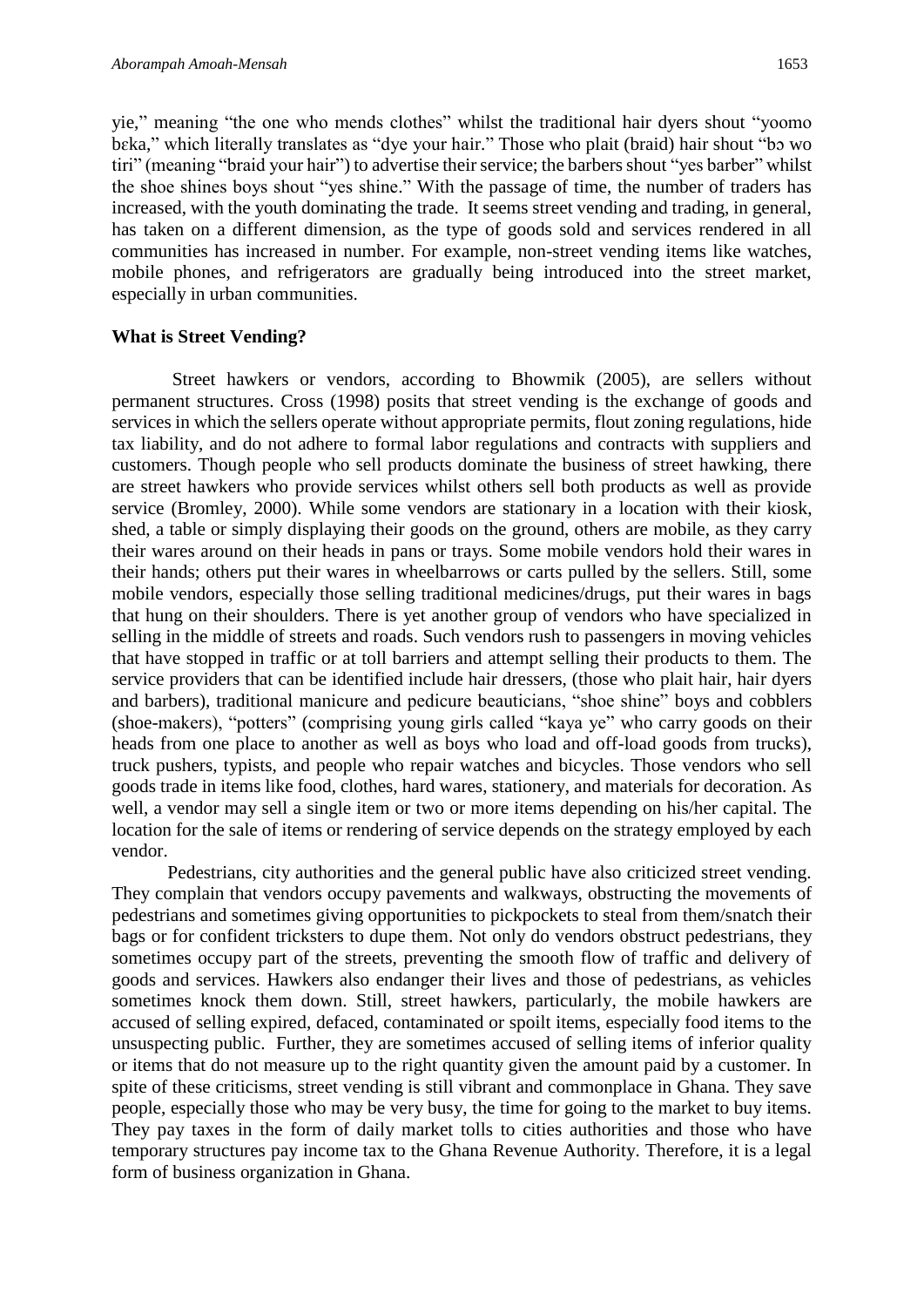yie," meaning "the one who mends clothes" whilst the traditional hair dyers shout "yoomo bɛka," which literally translates as "dye your hair." Those who plait (braid) hair shout "bɔ wo tiri" (meaning "braid your hair") to advertise their service; the barbers shout "yes barber" whilst the shoe shines boys shout "yes shine." With the passage of time, the number of traders has increased, with the youth dominating the trade. It seems street vending and trading, in general, has taken on a different dimension, as the type of goods sold and services rendered in all communities has increased in number. For example, non-street vending items like watches, mobile phones, and refrigerators are gradually being introduced into the street market, especially in urban communities.

### What is Street Vending?

Street hawkers or vendors, according to Bhowmik (2005), are sellers without permanent structures. Cross (1998) posits that street vending is the exchange of goods and services in which the sellers operate without appropriate permits, flout zoning regulations, hide tax liability, and do not adhere to formal labor regulations and contracts with suppliers and customers. Though people who sell products dominate the business of street hawking, there are street hawkers who provide services whilst others sell both products as well as provide service (Bromley, 2000). While some vendors are stationary in a location with their kiosk, shed, a table or simply displaying their goods on the ground, others are mobile, as they carry their wares around on their heads in pans or trays. Some mobile vendors hold their wares in their hands; others put their wares in wheelbarrows or carts pulled by the sellers. Still, some mobile vendors, especially those selling traditional medicines/drugs, put their wares in bags that hung on their shoulders. There is yet another group of vendors who have specialized in selling in the middle of streets and roads. Such vendors rush to passengers in moving vehicles that have stopped in traffic or at toll barriers and attempt selling their products to them. The service providers that can be identified include hair dressers, (those who plait hair, hair dyers and barbers), traditional manicure and pedicure beauticians, "shoe shine" boys and cobblers (shoe-makers), "potters" (comprising young girls called "kaya ye" who carry goods on their heads from one place to another as well as boys who load and off-load goods from trucks), truck pushers, typists, and people who repair watches and bicycles. Those vendors who sell goods trade in items like food, clothes, hard wares, stationery, and materials for decoration. As well, a vendor may sell a single item or two or more items depending on his/her capital. The location for the sale of items or rendering of service depends on the strategy employed by each vendor.

Pedestrians, city authorities and the general public have also criticized street vending. They complain that vendors occupy pavements and walkways, obstructing the movements of pedestrians and sometimes giving opportunities to pickpockets to steal from them/snatch their bags or for confident tricksters to dupe them. Not only do vendors obstruct pedestrians, they sometimes occupy part of the streets, preventing the smooth flow of traffic and delivery of goods and services. Hawkers also endanger their lives and those of pedestrians, as vehicles sometimes knock them down. Still, street hawkers, particularly, the mobile hawkers are accused of selling expired, defaced, contaminated or spoilt items, especially food items to the unsuspecting public. Further, they are sometimes accused of selling items of inferior quality or items that do not measure up to the right quantity given the amount paid by a customer. In spite of these criticisms, street vending is still vibrant and commonplace in Ghana. They save people, especially those who may be very busy, the time for going to the market to buy items. They pay taxes in the form of daily market tolls to cities authorities and those who have temporary structures pay income tax to the Ghana Revenue Authority. Therefore, it is a legal form of business organization in Ghana.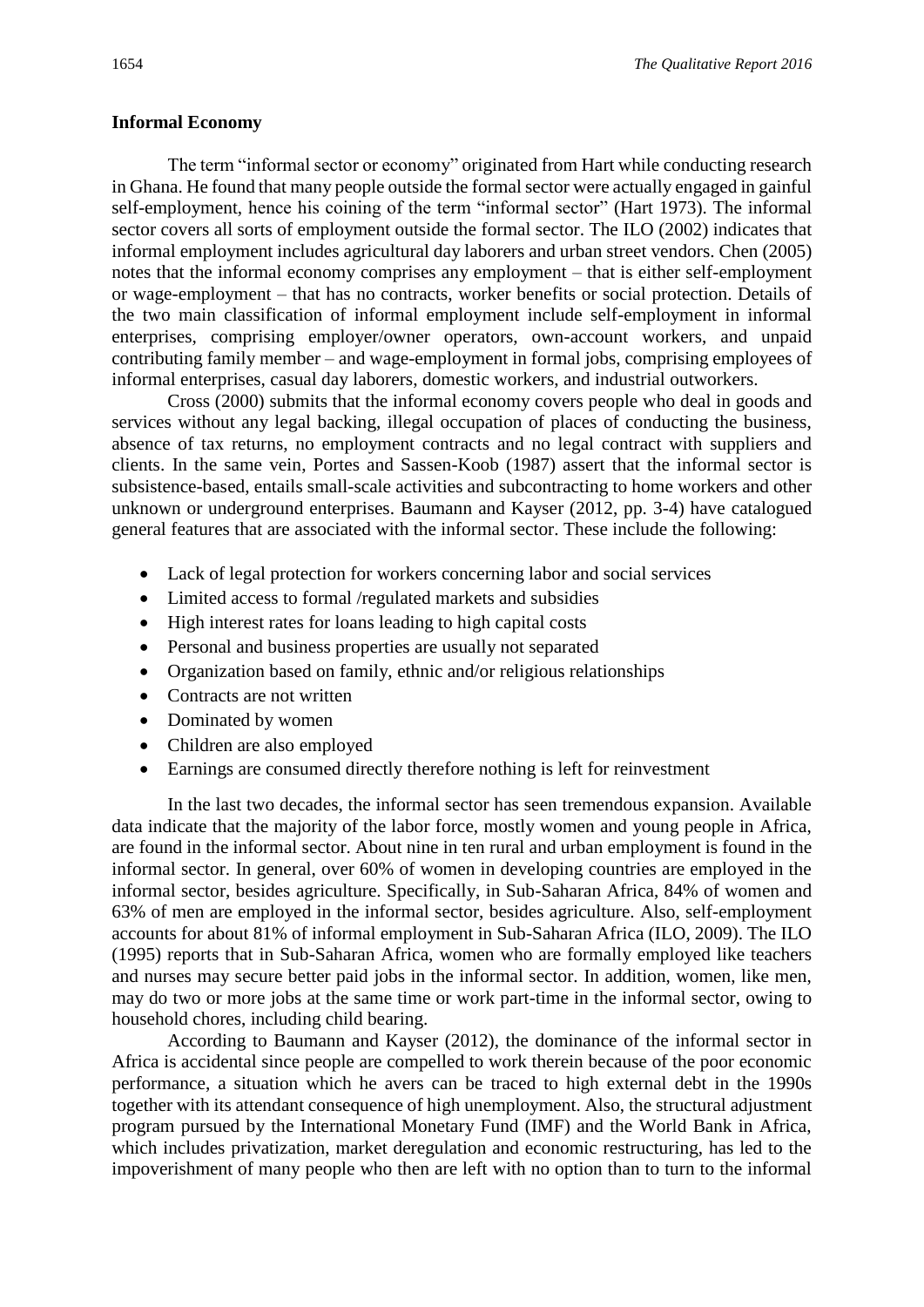**Informal Economy**

The term "informal sector or economy" originated from Hart while conducting research in Ghana. He found that many people outside the formal sector were actually engaged in gainful self-employment, hence his coining of the term "informal sector" (Hart 1973). The informal sector covers all sorts of employment outside the formal sector. The ILO (2002) indicates that informal employment includes agricultural day laborers and urban street vendors. Chen (2005) notes that the informal economy comprises any employment – that is either self-employment or wage-employment – that has no contracts, worker benefits or social protection. Details of the two main classification of informal employment include self-employment in informal enterprises, comprising employer/owner operators, own-account workers, and unpaid contributing family member – and wage-employment in formal jobs, comprising employees of informal enterprises, casual day laborers, domestic workers, and industrial outworkers.

Cross (2000) submits that the informal economy covers people who deal in goods and services without any legal backing, illegal occupation of places of conducting the business, absence of tax returns, no employment contracts and no legal contract with suppliers and clients. In the same vein, Portes and Sassen-Koob (1987) assert that the informal sector is subsistence-based, entails small-scale activities and subcontracting to home workers and other unknown or underground enterprises. Baumann and Kayser (2012, pp. 3-4) have catalogued general features that are associated with the informal sector. These include the following:

- Lack of legal protection for workers concerning labor and social services
- Limited access to formal /regulated markets and subsidies
- High interest rates for loans leading to high capital costs
- Personal and business properties are usually not separated
- Organization based on family, ethnic and/or religious relationships
- Contracts are not written
- Dominated by women
- Children are also employed
- Earnings are consumed directly therefore nothing is left for reinvestment

In the last two decades, the informal sector has seen tremendous expansion. Available data indicate that the majority of the labor force, mostly women and young people in Africa, are found in the informal sector. About nine in ten rural and urban employment is found in the informal sector. In general, over 60% of women in developing countries are employed in the informal sector, besides agriculture. Specifically, in Sub-Saharan Africa, 84% of women and 63% of men are employed in the informal sector, besides agriculture. Also, self-employment accounts for about 81% of informal employment in Sub-Saharan Africa (ILO, 2009). The ILO (1995) reports that in Sub-Saharan Africa, women who are formally employed like teachers and nurses may secure better paid jobs in the informal sector. In addition, women, like men, may do two or more jobs at the same time or work part-time in the informal sector, owing to household chores, including child bearing.

According to Baumann and Kayser (2012), the dominance of the informal sector in Africa is accidental since people are compelled to work therein because of the poor economic performance, a situation which he avers can be traced to high external debt in the 1990s together with its attendant consequence of high unemployment. Also, the structural adjustment program pursued by the International Monetary Fund (IMF) and the World Bank in Africa, which includes privatization, market deregulation and economic restructuring, has led to the impoverishment of many people who then are left with no option than to turn to the informal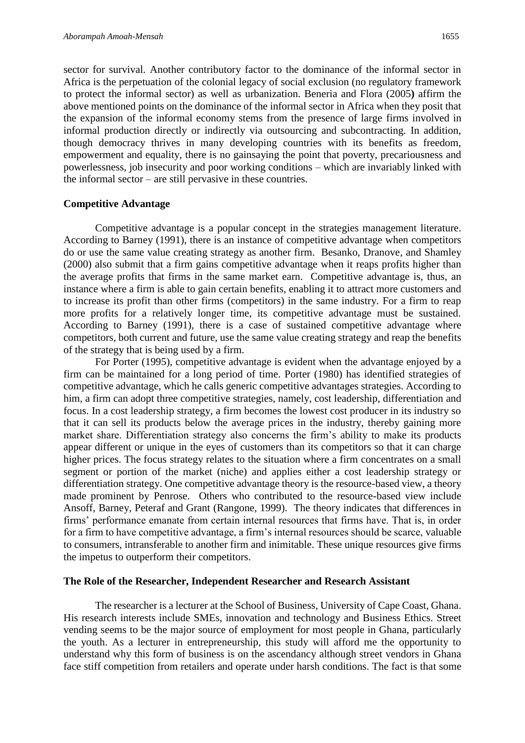sector for survival. Another contributory factor to the dominance of the informal sector in Africa is the perpetuation of the colonial legacy of social exclusion (no regulatory framework to protect the informal sector) as well as urbanization. Beneria and Flora (2005**)** affirm the above mentioned points on the dominance of the informal sector in Africa when they posit that the expansion of the informal economy stems from the presence of large firms involved in informal production directly or indirectly via outsourcing and subcontracting. In addition, though democracy thrives in many developing countries with its benefits as freedom, empowerment and equality, there is no gainsaying the point that poverty, precariousness and powerlessness, job insecurity and poor working conditions – which are invariably linked with the informal sector – are still pervasive in these countries.

**Competitive Advantage**

Competitive advantage is a popular concept in the strategies management literature. According to Barney (1991), there is an instance of competitive advantage when competitors do or use the same value creating strategy as another firm. Besanko, Dranove, and Shamley (2000) also submit that a firm gains competitive advantage when it reaps profits higher than the average profits that firms in the same market earn. Competitive advantage is, thus, an instance where a firm is able to gain certain benefits, enabling it to attract more customers and to increase its profit than other firms (competitors) in the same industry. For a firm to reap more profits for a relatively longer time, its competitive advantage must be sustained. According to Barney (1991), there is a case of sustained competitive advantage where competitors, both current and future, use the same value creating strategy and reap the benefits of the strategy that is being used by a firm.

For Porter (1995), competitive advantage is evident when the advantage enjoyed by a firm can be maintained for a long period of time. Porter (1980) has identified strategies of competitive advantage, which he calls generic competitive advantages strategies. According to him, a firm can adopt three competitive strategies, namely, cost leadership, differentiation and focus. In a cost leadership strategy, a firm becomes the lowest cost producer in its industry so that it can sell its products below the average prices in the industry, thereby gaining more market share. Differentiation strategy also concerns the firm's ability to make its products appear different or unique in the eyes of customers than its competitors so that it can charge higher prices. The focus strategy relates to the situation where a firm concentrates on a small segment or portion of the market (niche) and applies either a cost leadership strategy or differentiation strategy. One competitive advantage theory is the resource-based view, a theory made prominent by Penrose. Others who contributed to the resource-based view include Ansoff, Barney, Peteraf and Grant (Rangone, 1999). The theory indicates that differences in firms' performance emanate from certain internal resources that firms have. That is, in order for a firm to have competitive advantage, a firm's internal resources should be scarce, valuable to consumers, intransferable to another firm and inimitable. These unique resources give firms the impetus to outperform their competitors.

**The Role of the Researcher, Independent Researcher and Research Assistant**

The researcher is a lecturer at the School of Business, University of Cape Coast, Ghana. His research interests include SMEs, innovation and technology and Business Ethics. Street vending seems to be the major source of employment for most people in Ghana, particularly the youth. As a lecturer in entrepreneurship, this study will afford me the opportunity to understand why this form of business is on the ascendancy although street vendors in Ghana face stiff competition from retailers and operate under harsh conditions. The fact is that some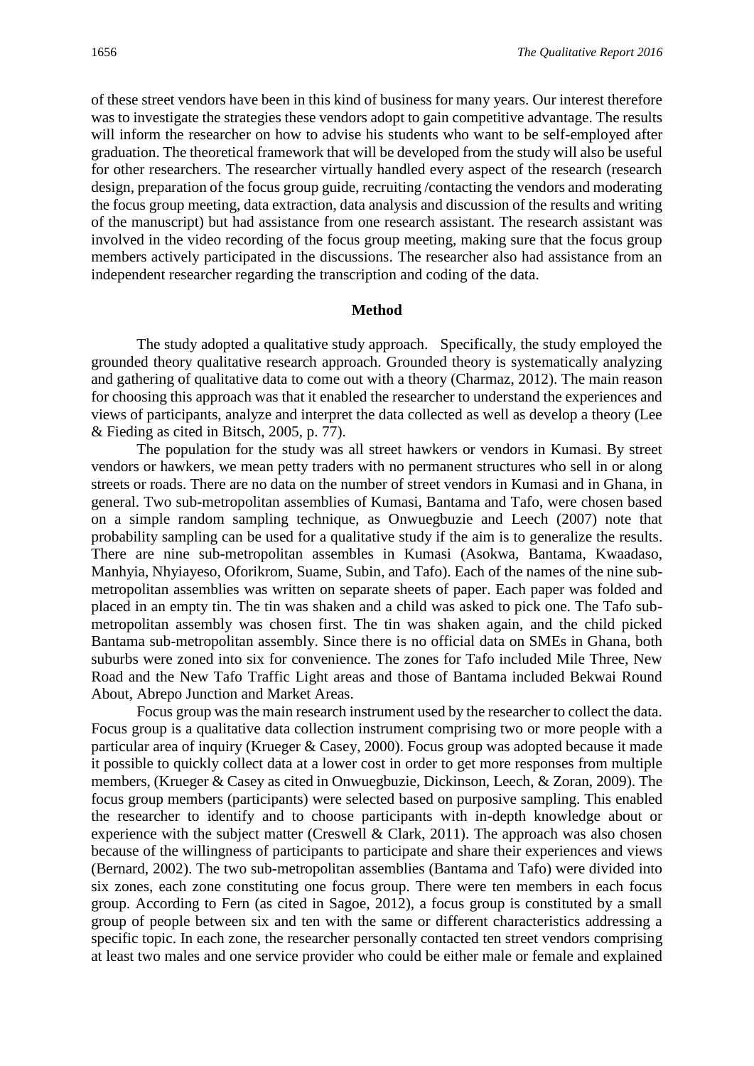of these street vendors have been in this kind of business for many years. Our interest therefore was to investigate the strategies these vendors adopt to gain competitive advantage. The results will inform the researcher on how to advise his students who want to be self-employed after graduation. The theoretical framework that will be developed from the study will also be useful for other researchers. The researcher virtually handled every aspect of the research (research design, preparation of the focus group guide, recruiting /contacting the vendors and moderating the focus group meeting, data extraction, data analysis and discussion of the results and writing of the manuscript) but had assistance from one research assistant. The research assistant was involved in the video recording of the focus group meeting, making sure that the focus group members actively participated in the discussions. The researcher also had assistance from an independent researcher regarding the transcription and coding of the data.

## Method

The study adopted a qualitative study approach. Specifically, the study employed the grounded theory qualitative research approach. Grounded theory is systematically analyzing and gathering of qualitative data to come out with a theory (Charmaz, 2012). The main reason for choosing this approach was that it enabled the researcher to understand the experiences and views of participants, analyze and interpret the data collected as well as develop a theory (Lee & Fieding as cited in Bitsch, 2005, p. 77).

The population for the study was all street hawkers or vendors in Kumasi. By street vendors or hawkers, we mean petty traders with no permanent structures who sell in or along streets or roads. There are no data on the number of street vendors in Kumasi and in Ghana, in general. Two sub-metropolitan assemblies of Kumasi, Bantama and Tafo, were chosen based on a simple random sampling technique, as Onwuegbuzie and Leech (2007) note that probability sampling can be used for a qualitative study if the aim is to generalize the results. There are nine sub-metropolitan assembles in Kumasi (Asokwa, Bantama, Kwaadaso, Manhyia, Nhyiayeso, Oforikrom, Suame, Subin, and Tafo). Each of the names of the nine sub-metropolitan assemblies was written on separate sheets of paper. Each paper was folded and placed in an empty tin. The tin was shaken and a child was asked to pick one. The Tafo sub-metropolitan assembly was chosen first. The tin was shaken again, and the child picked Bantama sub-metropolitan assembly. Since there is no official data on SMEs in Ghana, both suburbs were zoned into six for convenience. The zones for Tafo included Mile Three, New Road and the New Tafo Traffic Light areas and those of Bantama included Bekwai Round About, Abrepo Junction and Market Areas.

Focus group was the main research instrument used by the researcher to collect the data. Focus group is a qualitative data collection instrument comprising two or more people with a particular area of inquiry (Krueger & Casey, 2000). Focus group was adopted because it made it possible to quickly collect data at a lower cost in order to get more responses from multiple members, (Krueger & Casey as cited in Onwuegbuzie, Dickinson, Leech, & Zoran, 2009). The focus group members (participants) were selected based on purposive sampling. This enabled the researcher to identify and to choose participants with in-depth knowledge about or experience with the subject matter (Creswell & Clark, 2011). The approach was also chosen because of the willingness of participants to participate and share their experiences and views (Bernard, 2002). The two sub-metropolitan assemblies (Bantama and Tafo) were divided into six zones, each zone constituting one focus group. There were ten members in each focus group. According to Fern (as cited in Sagoe, 2012), a focus group is constituted by a small group of people between six and ten with the same or different characteristics addressing a specific topic. In each zone, the researcher personally contacted ten street vendors comprising at least two males and one service provider who could be either male or female and explained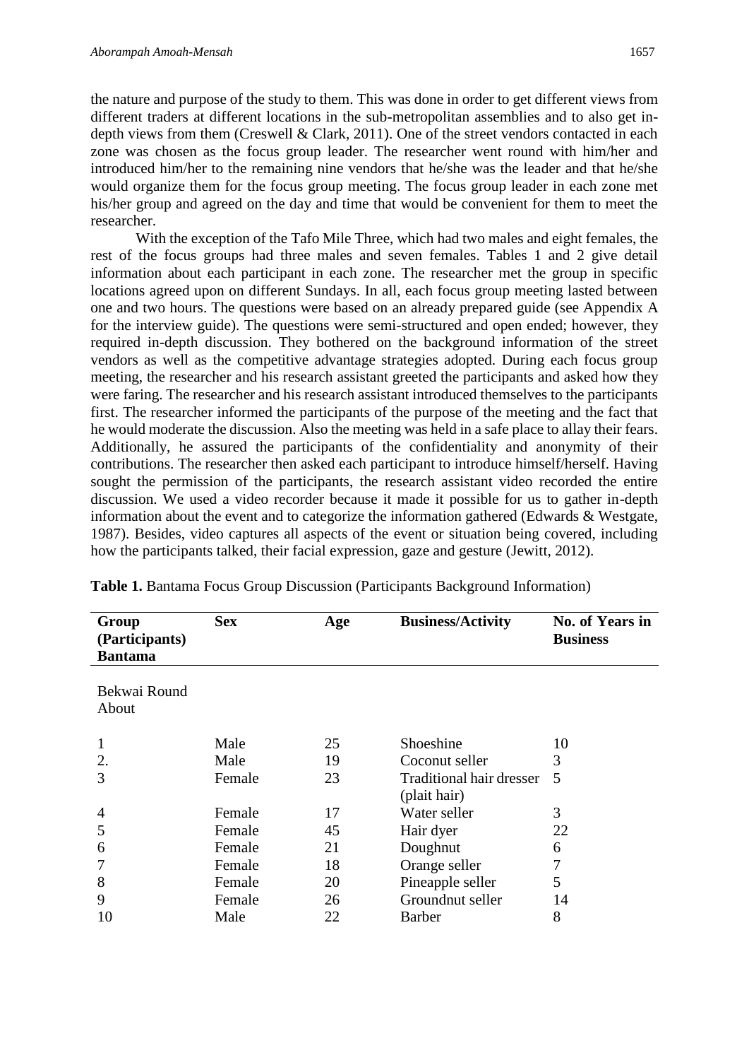the nature and purpose of the study to them. This was done in order to get different views from different traders at different locations in the sub-metropolitan assemblies and to also get in-depth views from them (Creswell & Clark, 2011). One of the street vendors contacted in each zone was chosen as the focus group leader. The researcher went round with him/her and introduced him/her to the remaining nine vendors that he/she was the leader and that he/she would organize them for the focus group meeting. The focus group leader in each zone met his/her group and agreed on the day and time that would be convenient for them to meet the researcher.

With the exception of the Tafo Mile Three, which had two males and eight females, the rest of the focus groups had three males and seven females. Tables 1 and 2 give detail information about each participant in each zone. The researcher met the group in specific locations agreed upon on different Sundays. In all, each focus group meeting lasted between one and two hours. The questions were based on an already prepared guide (see Appendix A for the interview guide). The questions were semi-structured and open ended; however, they required in-depth discussion. They bothered on the background information of the street vendors as well as the competitive advantage strategies adopted. During each focus group meeting, the researcher and his research assistant greeted the participants and asked how they were faring. The researcher and his research assistant introduced themselves to the participants first. The researcher informed the participants of the purpose of the meeting and the fact that he would moderate the discussion. Also the meeting was held in a safe place to allay their fears. Additionally, he assured the participants of the confidentiality and anonymity of their contributions. The researcher then asked each participant to introduce himself/herself. Having sought the permission of the participants, the research assistant video recorded the entire discussion. We used a video recorder because it made it possible for us to gather in-depth information about the event and to categorize the information gathered (Edwards & Westgate, 1987). Besides, video captures all aspects of the event or situation being covered, including how the participants talked, their facial expression, gaze and gesture (Jewitt, 2012).

**Table 1.** Bantama Focus Group Discussion (Participants Background Information)

| Group (Participants) Bantama | Sex | Age | Business/Activity | No. of Years in Business |
|---|---|---|---|---|
| Bekwai Round About | | | | |
| 1 | Male | 25 | Shoeshine | 10 |
| 2. | Male | 19 | Coconut seller | 3 |
| 3 | Female | 23 | Traditional hair dresser (plait hair) | 5 |
| 4 | Female | 17 | Water seller | 3 |
| 5 | Female | 45 | Hair dyer | 22 |
| 6 | Female | 21 | Doughnut | 6 |
| 7 | Female | 18 | Orange seller | 7 |
| 8 | Female | 20 | Pineapple seller | 5 |
| 9 | Female | 26 | Groundnut seller | 14 |
| 10 | Male | 22 | Barber | 8 |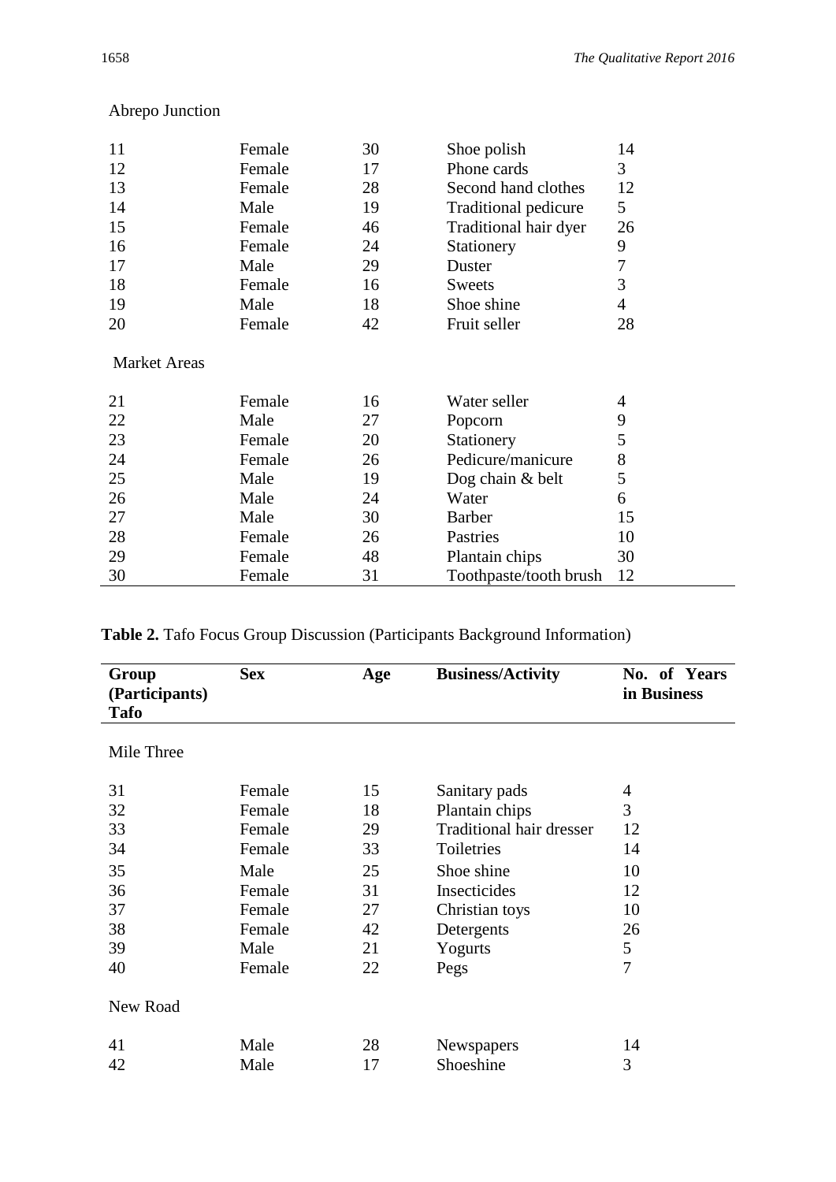| | | | | |
|---|---|---|---|---|
| Abrepo Junction | | | | |
| 11 | Female | 30 | Shoe polish | 14 |
| 12 | Female | 17 | Phone cards | 3 |
| 13 | Female | 28 | Second hand clothes | 12 |
| 14 | Male | 19 | Traditional pedicure | 5 |
| 15 | Female | 46 | Traditional hair dyer | 26 |
| 16 | Female | 24 | Stationery | 9 |
| 17 | Male | 29 | Duster | 7 |
| 18 | Female | 16 | Sweets | 3 |
| 19 | Male | 18 | Shoe shine | 4 |
| 20 | Female | 42 | Fruit seller | 28 |
| Market Areas | | | | |
| 21 | Female | 16 | Water seller | 4 |
| 22 | Male | 27 | Popcorn | 9 |
| 23 | Female | 20 | Stationery | 5 |
| 24 | Female | 26 | Pedicure/manicure | 8 |
| 25 | Male | 19 | Dog chain & belt | 5 |
| 26 | Male | 24 | Water | 6 |
| 27 | Male | 30 | Barber | 15 |
| 28 | Female | 26 | Pastries | 10 |
| 29 | Female | 48 | Plantain chips | 30 |
| 30 | Female | 31 | Toothpaste/tooth brush | 12 |

**Table 2.** Tafo Focus Group Discussion (Participants Background Information)

| Group (Participants) Tafo | Sex | Age | Business/Activity | No. of Years in Business |
|---|---|---|---|---|
| Mile Three | | | | |
| 31 | Female | 15 | Sanitary pads | 4 |
| 32 | Female | 18 | Plantain chips | 3 |
| 33 | Female | 29 | Traditional hair dresser | 12 |
| 34 | Female | 33 | Toiletries | 14 |
| 35 | Male | 25 | Shoe shine | 10 |
| 36 | Female | 31 | Insecticides | 12 |
| 37 | Female | 27 | Christian toys | 10 |
| 38 | Female | 42 | Detergents | 26 |
| 39 | Male | 21 | Yogurts | 5 |
| 40 | Female | 22 | Pegs | 7 |
| New Road | | | | |
| 41 | Male | 28 | Newspapers | 14 |
| 42 | Male | 17 | Shoeshine | 3 |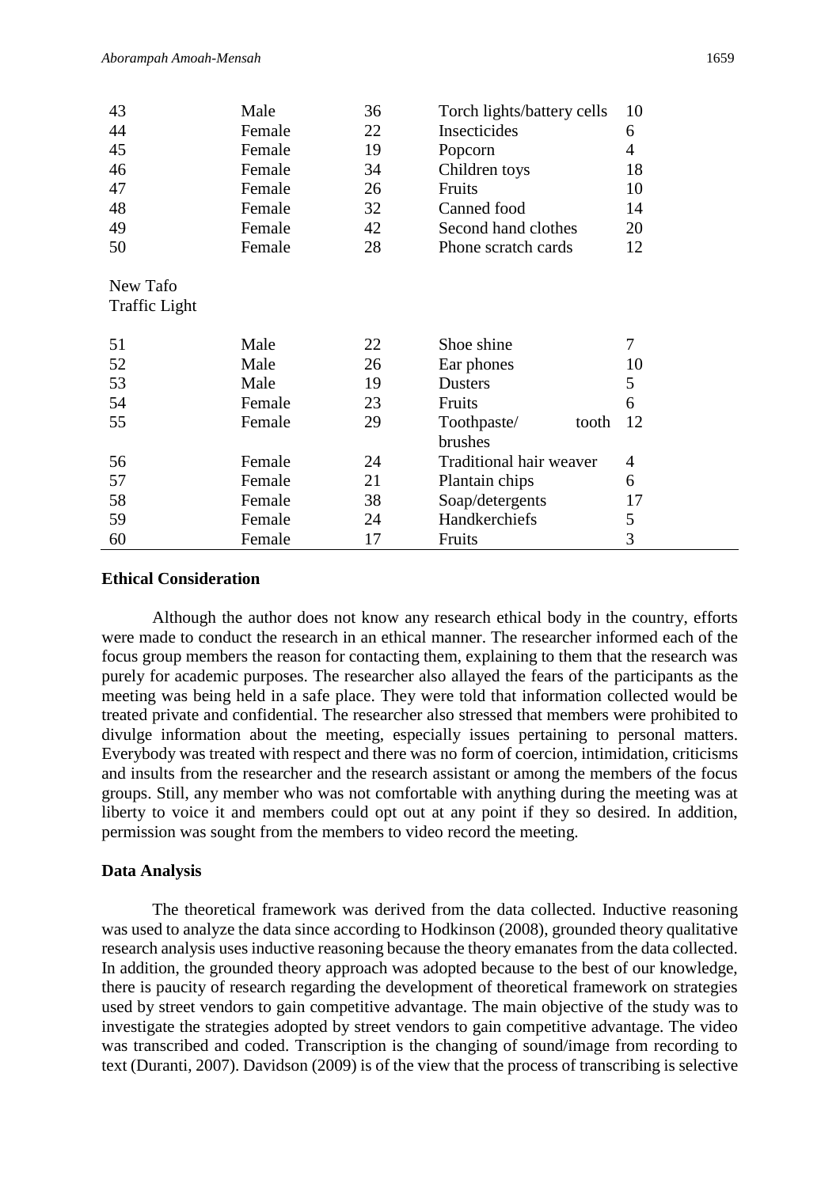| | | | | |
|---|---|---|---|---|
| 43 | Male | 36 | Torch lights/battery cells | 10 |
| 44 | Female | 22 | Insecticides | 6 |
| 45 | Female | 19 | Popcorn | 4 |
| 46 | Female | 34 | Children toys | 18 |
| 47 | Female | 26 | Fruits | 10 |
| 48 | Female | 32 | Canned food | 14 |
| 49 | Female | 42 | Second hand clothes | 20 |
| 50 | Female | 28 | Phone scratch cards | 12 |
| New Tafo Traffic Light | | | | |
| 51 | Male | 22 | Shoe shine | 7 |
| 52 | Male | 26 | Ear phones | 10 |
| 53 | Male | 19 | Dusters | 5 |
| 54 | Female | 23 | Fruits | 6 |
| 55 | Female | 29 | Toothpaste/ tooth brushes | 12 |
| 56 | Female | 24 | Traditional hair weaver | 4 |
| 57 | Female | 21 | Plantain chips | 6 |
| 58 | Female | 38 | Soap/detergents | 17 |
| 59 | Female | 24 | Handkerchiefs | 5 |
| 60 | Female | 17 | Fruits | 3 |

**Ethical Consideration**

Although the author does not know any research ethical body in the country, efforts were made to conduct the research in an ethical manner. The researcher informed each of the focus group members the reason for contacting them, explaining to them that the research was purely for academic purposes. The researcher also allayed the fears of the participants as the meeting was being held in a safe place. They were told that information collected would be treated private and confidential. The researcher also stressed that members were prohibited to divulge information about the meeting, especially issues pertaining to personal matters. Everybody was treated with respect and there was no form of coercion, intimidation, criticisms and insults from the researcher and the research assistant or among the members of the focus groups. Still, any member who was not comfortable with anything during the meeting was at liberty to voice it and members could opt out at any point if they so desired. In addition, permission was sought from the members to video record the meeting.

**Data Analysis**

The theoretical framework was derived from the data collected. Inductive reasoning was used to analyze the data since according to Hodkinson (2008), grounded theory qualitative research analysis uses inductive reasoning because the theory emanates from the data collected. In addition, the grounded theory approach was adopted because to the best of our knowledge, there is paucity of research regarding the development of theoretical framework on strategies used by street vendors to gain competitive advantage. The main objective of the study was to investigate the strategies adopted by street vendors to gain competitive advantage. The video was transcribed and coded. Transcription is the changing of sound/image from recording to text (Duranti, 2007). Davidson (2009) is of the view that the process of transcribing is selective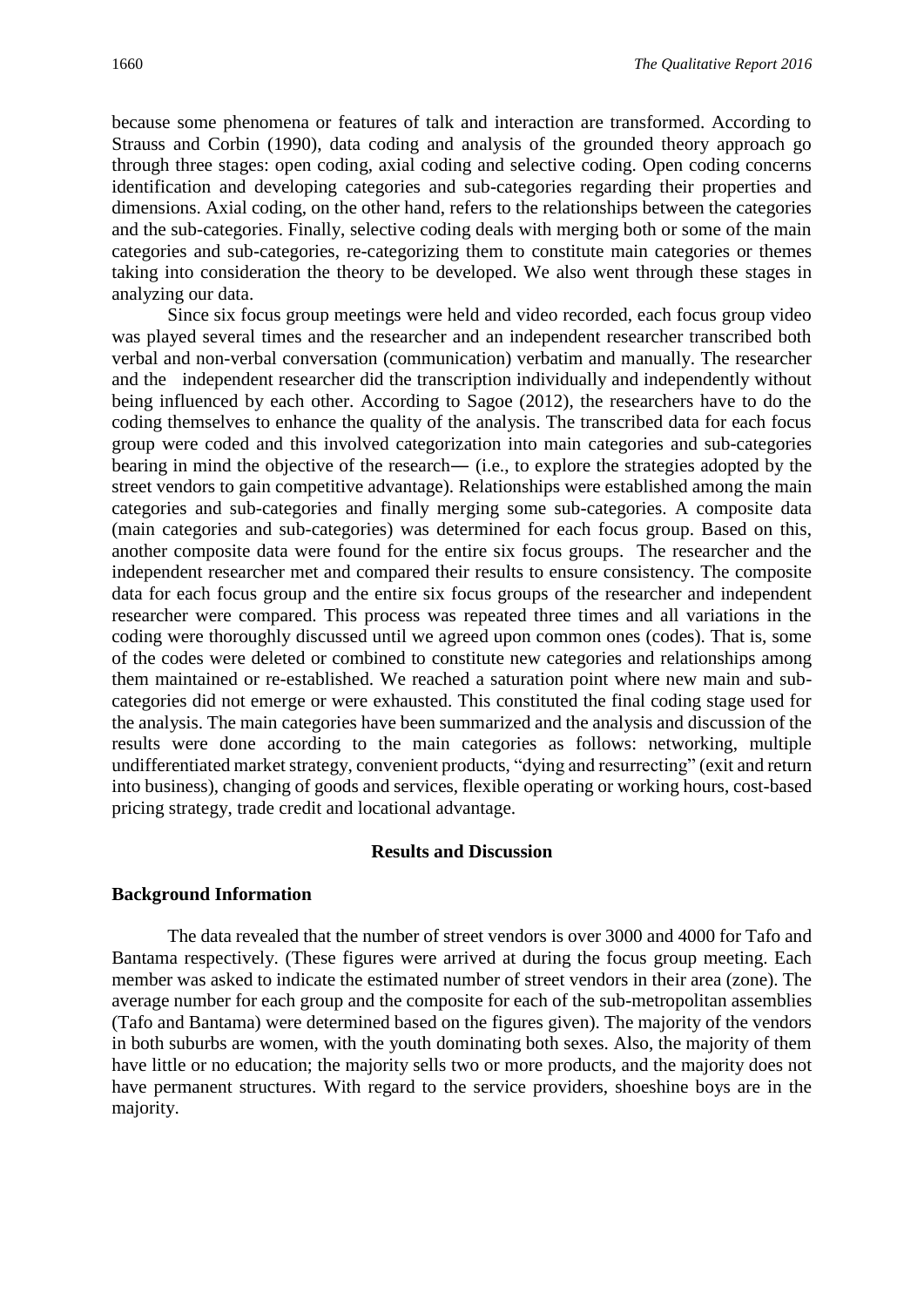because some phenomena or features of talk and interaction are transformed. According to Strauss and Corbin (1990), data coding and analysis of the grounded theory approach go through three stages: open coding, axial coding and selective coding. Open coding concerns identification and developing categories and sub-categories regarding their properties and dimensions. Axial coding, on the other hand, refers to the relationships between the categories and the sub-categories. Finally, selective coding deals with merging both or some of the main categories and sub-categories, re-categorizing them to constitute main categories or themes taking into consideration the theory to be developed. We also went through these stages in analyzing our data.

Since six focus group meetings were held and video recorded, each focus group video was played several times and the researcher and an independent researcher transcribed both verbal and non-verbal conversation (communication) verbatim and manually. The researcher and the independent researcher did the transcription individually and independently without being influenced by each other. According to Sagoe (2012), the researchers have to do the coding themselves to enhance the quality of the analysis. The transcribed data for each focus group were coded and this involved categorization into main categories and sub-categories bearing in mind the objective of the research― (i.e., to explore the strategies adopted by the street vendors to gain competitive advantage). Relationships were established among the main categories and sub-categories and finally merging some sub-categories. A composite data (main categories and sub-categories) was determined for each focus group. Based on this, another composite data were found for the entire six focus groups. The researcher and the independent researcher met and compared their results to ensure consistency. The composite data for each focus group and the entire six focus groups of the researcher and independent researcher were compared. This process was repeated three times and all variations in the coding were thoroughly discussed until we agreed upon common ones (codes). That is, some of the codes were deleted or combined to constitute new categories and relationships among them maintained or re-established. We reached a saturation point where new main and sub-categories did not emerge or were exhausted. This constituted the final coding stage used for the analysis. The main categories have been summarized and the analysis and discussion of the results were done according to the main categories as follows: networking, multiple undifferentiated market strategy, convenient products, "dying and resurrecting" (exit and return into business), changing of goods and services, flexible operating or working hours, cost-based pricing strategy, trade credit and locational advantage.

## Results and Discussion

### Background Information

The data revealed that the number of street vendors is over 3000 and 4000 for Tafo and Bantama respectively. (These figures were arrived at during the focus group meeting. Each member was asked to indicate the estimated number of street vendors in their area (zone). The average number for each group and the composite for each of the sub-metropolitan assemblies (Tafo and Bantama) were determined based on the figures given). The majority of the vendors in both suburbs are women, with the youth dominating both sexes. Also, the majority of them have little or no education; the majority sells two or more products, and the majority does not have permanent structures. With regard to the service providers, shoeshine boys are in the majority.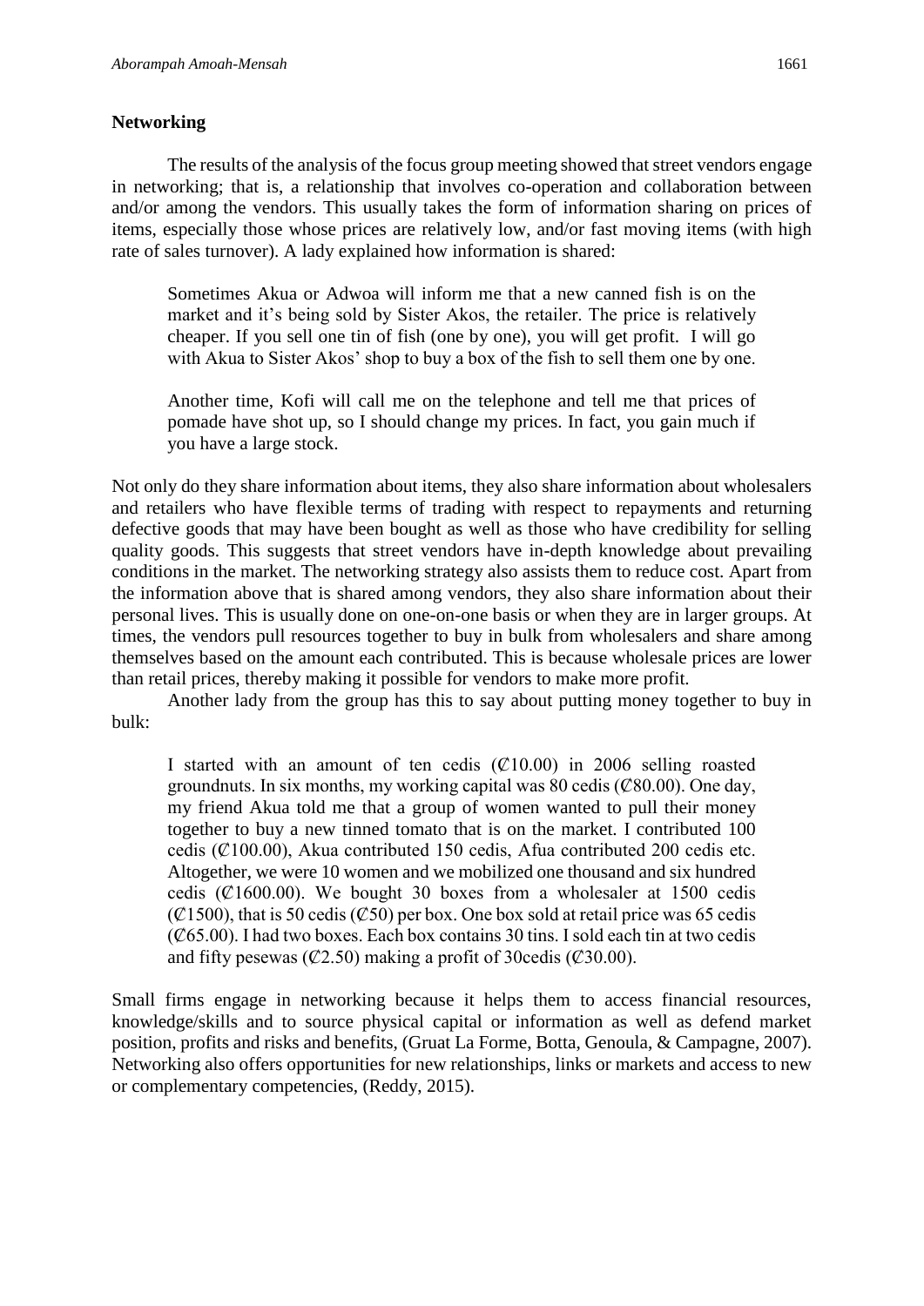## Networking

The results of the analysis of the focus group meeting showed that street vendors engage in networking; that is, a relationship that involves co-operation and collaboration between and/or among the vendors. This usually takes the form of information sharing on prices of items, especially those whose prices are relatively low, and/or fast moving items (with high rate of sales turnover). A lady explained how information is shared:

> Sometimes Akua or Adwoa will inform me that a new canned fish is on the market and it's being sold by Sister Akos, the retailer. The price is relatively cheaper. If you sell one tin of fish (one by one), you will get profit. I will go with Akua to Sister Akos' shop to buy a box of the fish to sell them one by one.
>
> Another time, Kofi will call me on the telephone and tell me that prices of pomade have shot up, so I should change my prices. In fact, you gain much if you have a large stock.

Not only do they share information about items, they also share information about wholesalers and retailers who have flexible terms of trading with respect to repayments and returning defective goods that may have been bought as well as those who have credibility for selling quality goods. This suggests that street vendors have in-depth knowledge about prevailing conditions in the market. The networking strategy also assists them to reduce cost. Apart from the information above that is shared among vendors, they also share information about their personal lives. This is usually done on one-on-one basis or when they are in larger groups. At times, the vendors pull resources together to buy in bulk from wholesalers and share among themselves based on the amount each contributed. This is because wholesale prices are lower than retail prices, thereby making it possible for vendors to make more profit.

Another lady from the group has this to say about putting money together to buy in bulk:

> I started with an amount of ten cedis (₵10.00) in 2006 selling roasted groundnuts. In six months, my working capital was 80 cedis (₵80.00). One day, my friend Akua told me that a group of women wanted to pull their money together to buy a new tinned tomato that is on the market. I contributed 100 cedis (₵100.00), Akua contributed 150 cedis, Afua contributed 200 cedis etc. Altogether, we were 10 women and we mobilized one thousand and six hundred cedis (₵1600.00). We bought 30 boxes from a wholesaler at 1500 cedis (₵1500), that is 50 cedis (₵50) per box. One box sold at retail price was 65 cedis (₵65.00). I had two boxes. Each box contains 30 tins. I sold each tin at two cedis and fifty pesewas (₵2.50) making a profit of 30cedis (₵30.00).

Small firms engage in networking because it helps them to access financial resources, knowledge/skills and to source physical capital or information as well as defend market position, profits and risks and benefits, (Gruat La Forme, Botta, Genoula, & Campagne, 2007). Networking also offers opportunities for new relationships, links or markets and access to new or complementary competencies, (Reddy, 2015).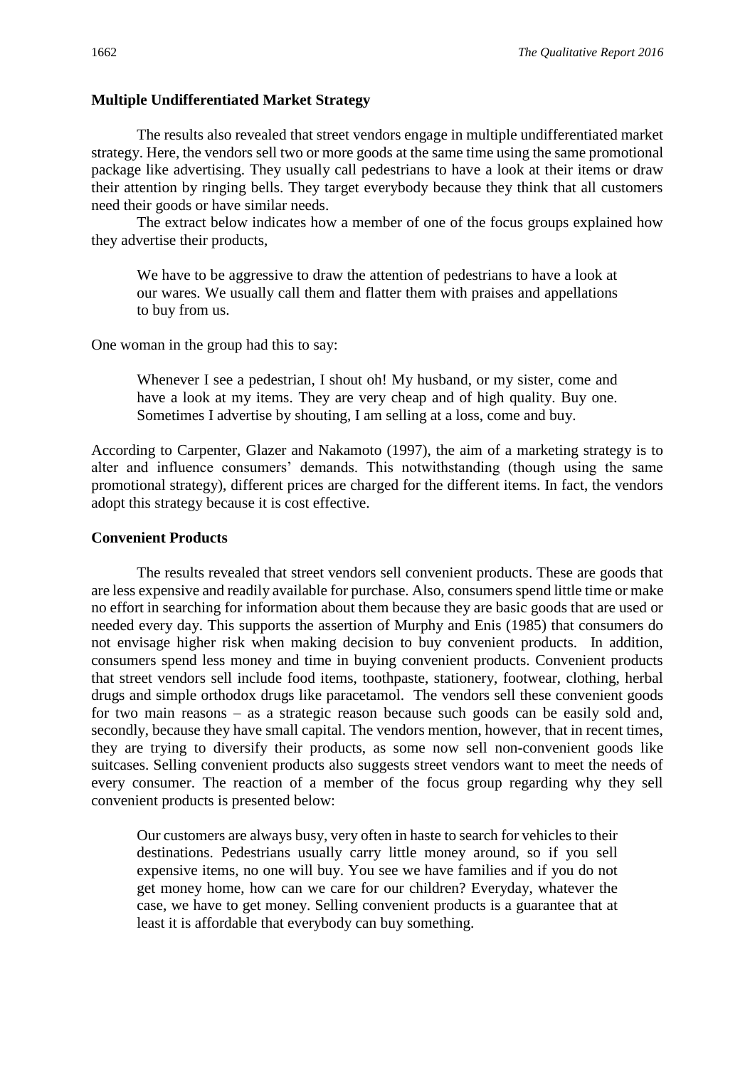## Multiple Undifferentiated Market Strategy

The results also revealed that street vendors engage in multiple undifferentiated market strategy. Here, the vendors sell two or more goods at the same time using the same promotional package like advertising. They usually call pedestrians to have a look at their items or draw their attention by ringing bells. They target everybody because they think that all customers need their goods or have similar needs.

The extract below indicates how a member of one of the focus groups explained how they advertise their products,

> We have to be aggressive to draw the attention of pedestrians to have a look at our wares. We usually call them and flatter them with praises and appellations to buy from us.

One woman in the group had this to say:

> Whenever I see a pedestrian, I shout oh! My husband, or my sister, come and have a look at my items. They are very cheap and of high quality. Buy one. Sometimes I advertise by shouting, I am selling at a loss, come and buy.

According to Carpenter, Glazer and Nakamoto (1997), the aim of a marketing strategy is to alter and influence consumers' demands. This notwithstanding (though using the same promotional strategy), different prices are charged for the different items. In fact, the vendors adopt this strategy because it is cost effective.

## Convenient Products

The results revealed that street vendors sell convenient products. These are goods that are less expensive and readily available for purchase. Also, consumers spend little time or make no effort in searching for information about them because they are basic goods that are used or needed every day. This supports the assertion of Murphy and Enis (1985) that consumers do not envisage higher risk when making decision to buy convenient products. In addition, consumers spend less money and time in buying convenient products. Convenient products that street vendors sell include food items, toothpaste, stationery, footwear, clothing, herbal drugs and simple orthodox drugs like paracetamol. The vendors sell these convenient goods for two main reasons – as a strategic reason because such goods can be easily sold and, secondly, because they have small capital. The vendors mention, however, that in recent times, they are trying to diversify their products, as some now sell non-convenient goods like suitcases. Selling convenient products also suggests street vendors want to meet the needs of every consumer. The reaction of a member of the focus group regarding why they sell convenient products is presented below:

> Our customers are always busy, very often in haste to search for vehicles to their destinations. Pedestrians usually carry little money around, so if you sell expensive items, no one will buy. You see we have families and if you do not get money home, how can we care for our children? Everyday, whatever the case, we have to get money. Selling convenient products is a guarantee that at least it is affordable that everybody can buy something.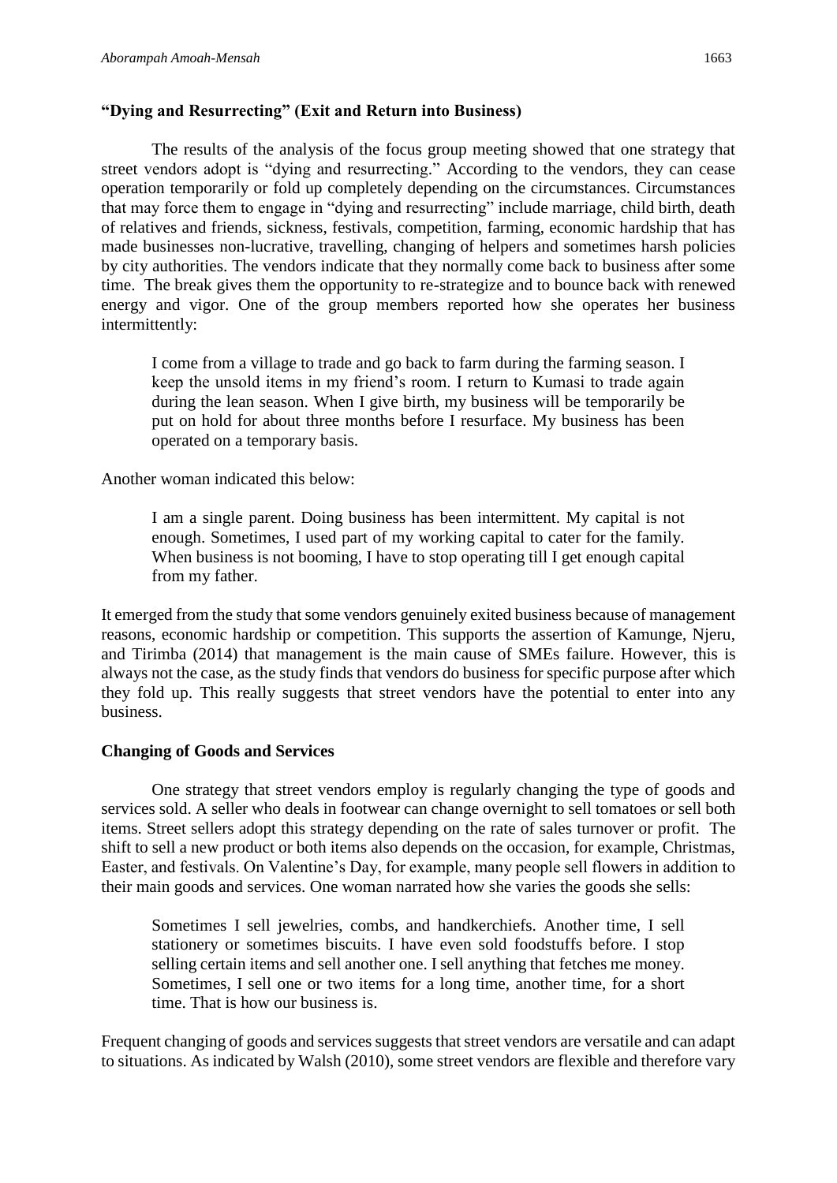### "Dying and Resurrecting" (Exit and Return into Business)

The results of the analysis of the focus group meeting showed that one strategy that street vendors adopt is "dying and resurrecting." According to the vendors, they can cease operation temporarily or fold up completely depending on the circumstances. Circumstances that may force them to engage in "dying and resurrecting" include marriage, child birth, death of relatives and friends, sickness, festivals, competition, farming, economic hardship that has made businesses non-lucrative, travelling, changing of helpers and sometimes harsh policies by city authorities. The vendors indicate that they normally come back to business after some time. The break gives them the opportunity to re-strategize and to bounce back with renewed energy and vigor. One of the group members reported how she operates her business intermittently:

> I come from a village to trade and go back to farm during the farming season. I keep the unsold items in my friend's room. I return to Kumasi to trade again during the lean season. When I give birth, my business will be temporarily be put on hold for about three months before I resurface. My business has been operated on a temporary basis.

Another woman indicated this below:

> I am a single parent. Doing business has been intermittent. My capital is not enough. Sometimes, I used part of my working capital to cater for the family. When business is not booming, I have to stop operating till I get enough capital from my father.

It emerged from the study that some vendors genuinely exited business because of management reasons, economic hardship or competition. This supports the assertion of Kamunge, Njeru, and Tirimba (2014) that management is the main cause of SMEs failure. However, this is always not the case, as the study finds that vendors do business for specific purpose after which they fold up. This really suggests that street vendors have the potential to enter into any business.

### Changing of Goods and Services

One strategy that street vendors employ is regularly changing the type of goods and services sold. A seller who deals in footwear can change overnight to sell tomatoes or sell both items. Street sellers adopt this strategy depending on the rate of sales turnover or profit. The shift to sell a new product or both items also depends on the occasion, for example, Christmas, Easter, and festivals. On Valentine's Day, for example, many people sell flowers in addition to their main goods and services. One woman narrated how she varies the goods she sells:

> Sometimes I sell jewelries, combs, and handkerchiefs. Another time, I sell stationery or sometimes biscuits. I have even sold foodstuffs before. I stop selling certain items and sell another one. I sell anything that fetches me money. Sometimes, I sell one or two items for a long time, another time, for a short time. That is how our business is.

Frequent changing of goods and services suggests that street vendors are versatile and can adapt to situations. As indicated by Walsh (2010), some street vendors are flexible and therefore vary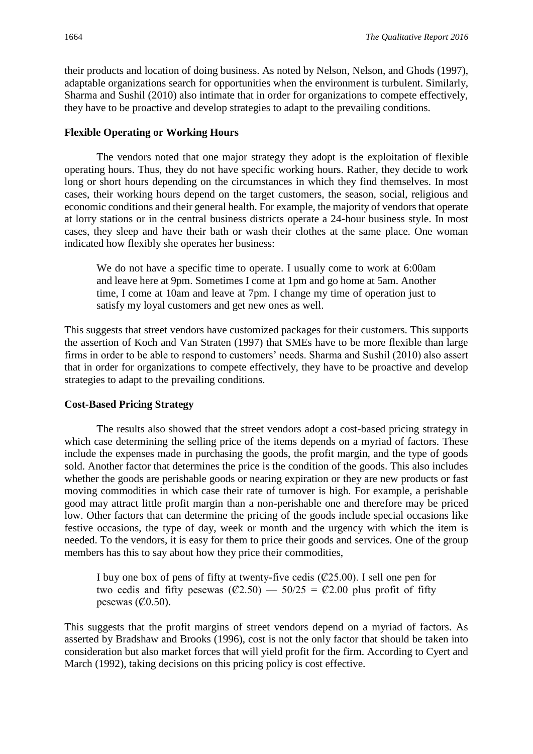their products and location of doing business. As noted by Nelson, Nelson, and Ghods (1997), adaptable organizations search for opportunities when the environment is turbulent. Similarly, Sharma and Sushil (2010) also intimate that in order for organizations to compete effectively, they have to be proactive and develop strategies to adapt to the prevailing conditions.

### Flexible Operating or Working Hours

The vendors noted that one major strategy they adopt is the exploitation of flexible operating hours. Thus, they do not have specific working hours. Rather, they decide to work long or short hours depending on the circumstances in which they find themselves. In most cases, their working hours depend on the target customers, the season, social, religious and economic conditions and their general health. For example, the majority of vendors that operate at lorry stations or in the central business districts operate a 24-hour business style. In most cases, they sleep and have their bath or wash their clothes at the same place. One woman indicated how flexibly she operates her business:

> We do not have a specific time to operate. I usually come to work at 6:00am and leave here at 9pm. Sometimes I come at 1pm and go home at 5am. Another time, I come at 10am and leave at 7pm. I change my time of operation just to satisfy my loyal customers and get new ones as well.

This suggests that street vendors have customized packages for their customers. This supports the assertion of Koch and Van Straten (1997) that SMEs have to be more flexible than large firms in order to be able to respond to customers' needs. Sharma and Sushil (2010) also assert that in order for organizations to compete effectively, they have to be proactive and develop strategies to adapt to the prevailing conditions.

### Cost-Based Pricing Strategy

The results also showed that the street vendors adopt a cost-based pricing strategy in which case determining the selling price of the items depends on a myriad of factors. These include the expenses made in purchasing the goods, the profit margin, and the type of goods sold. Another factor that determines the price is the condition of the goods. This also includes whether the goods are perishable goods or nearing expiration or they are new products or fast moving commodities in which case their rate of turnover is high. For example, a perishable good may attract little profit margin than a non-perishable one and therefore may be priced low. Other factors that can determine the pricing of the goods include special occasions like festive occasions, the type of day, week or month and the urgency with which the item is needed. To the vendors, it is easy for them to price their goods and services. One of the group members has this to say about how they price their commodities,

> I buy one box of pens of fifty at twenty-five cedis (₵25.00). I sell one pen for two cedis and fifty pesewas (₵2.50) — 50/25 = ₵2.00 plus profit of fifty pesewas (₵0.50).

This suggests that the profit margins of street vendors depend on a myriad of factors. As asserted by Bradshaw and Brooks (1996), cost is not the only factor that should be taken into consideration but also market forces that will yield profit for the firm. According to Cyert and March (1992), taking decisions on this pricing policy is cost effective.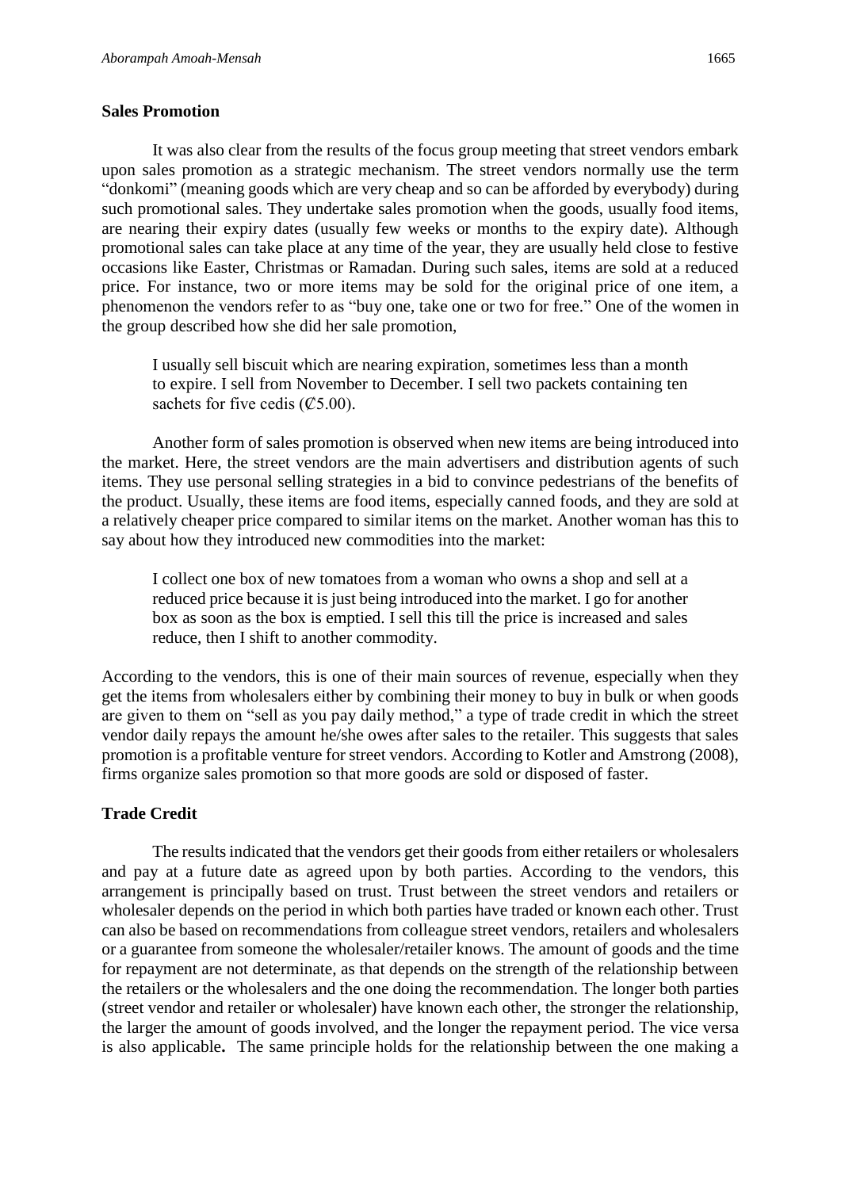### Sales Promotion

It was also clear from the results of the focus group meeting that street vendors embark upon sales promotion as a strategic mechanism. The street vendors normally use the term "donkomi" (meaning goods which are very cheap and so can be afforded by everybody) during such promotional sales. They undertake sales promotion when the goods, usually food items, are nearing their expiry dates (usually few weeks or months to the expiry date). Although promotional sales can take place at any time of the year, they are usually held close to festive occasions like Easter, Christmas or Ramadan. During such sales, items are sold at a reduced price. For instance, two or more items may be sold for the original price of one item, a phenomenon the vendors refer to as "buy one, take one or two for free." One of the women in the group described how she did her sale promotion,

> I usually sell biscuit which are nearing expiration, sometimes less than a month to expire. I sell from November to December. I sell two packets containing ten sachets for five cedis (₵5.00).

Another form of sales promotion is observed when new items are being introduced into the market. Here, the street vendors are the main advertisers and distribution agents of such items. They use personal selling strategies in a bid to convince pedestrians of the benefits of the product. Usually, these items are food items, especially canned foods, and they are sold at a relatively cheaper price compared to similar items on the market. Another woman has this to say about how they introduced new commodities into the market:

> I collect one box of new tomatoes from a woman who owns a shop and sell at a reduced price because it is just being introduced into the market. I go for another box as soon as the box is emptied. I sell this till the price is increased and sales reduce, then I shift to another commodity.

According to the vendors, this is one of their main sources of revenue, especially when they get the items from wholesalers either by combining their money to buy in bulk or when goods are given to them on "sell as you pay daily method," a type of trade credit in which the street vendor daily repays the amount he/she owes after sales to the retailer. This suggests that sales promotion is a profitable venture for street vendors. According to Kotler and Amstrong (2008), firms organize sales promotion so that more goods are sold or disposed of faster.

### Trade Credit

The results indicated that the vendors get their goods from either retailers or wholesalers and pay at a future date as agreed upon by both parties. According to the vendors, this arrangement is principally based on trust. Trust between the street vendors and retailers or wholesaler depends on the period in which both parties have traded or known each other. Trust can also be based on recommendations from colleague street vendors, retailers and wholesalers or a guarantee from someone the wholesaler/retailer knows. The amount of goods and the time for repayment are not determinate, as that depends on the strength of the relationship between the retailers or the wholesalers and the one doing the recommendation. The longer both parties (street vendor and retailer or wholesaler) have known each other, the stronger the relationship, the larger the amount of goods involved, and the longer the repayment period. The vice versa is also applicable**.** The same principle holds for the relationship between the one making a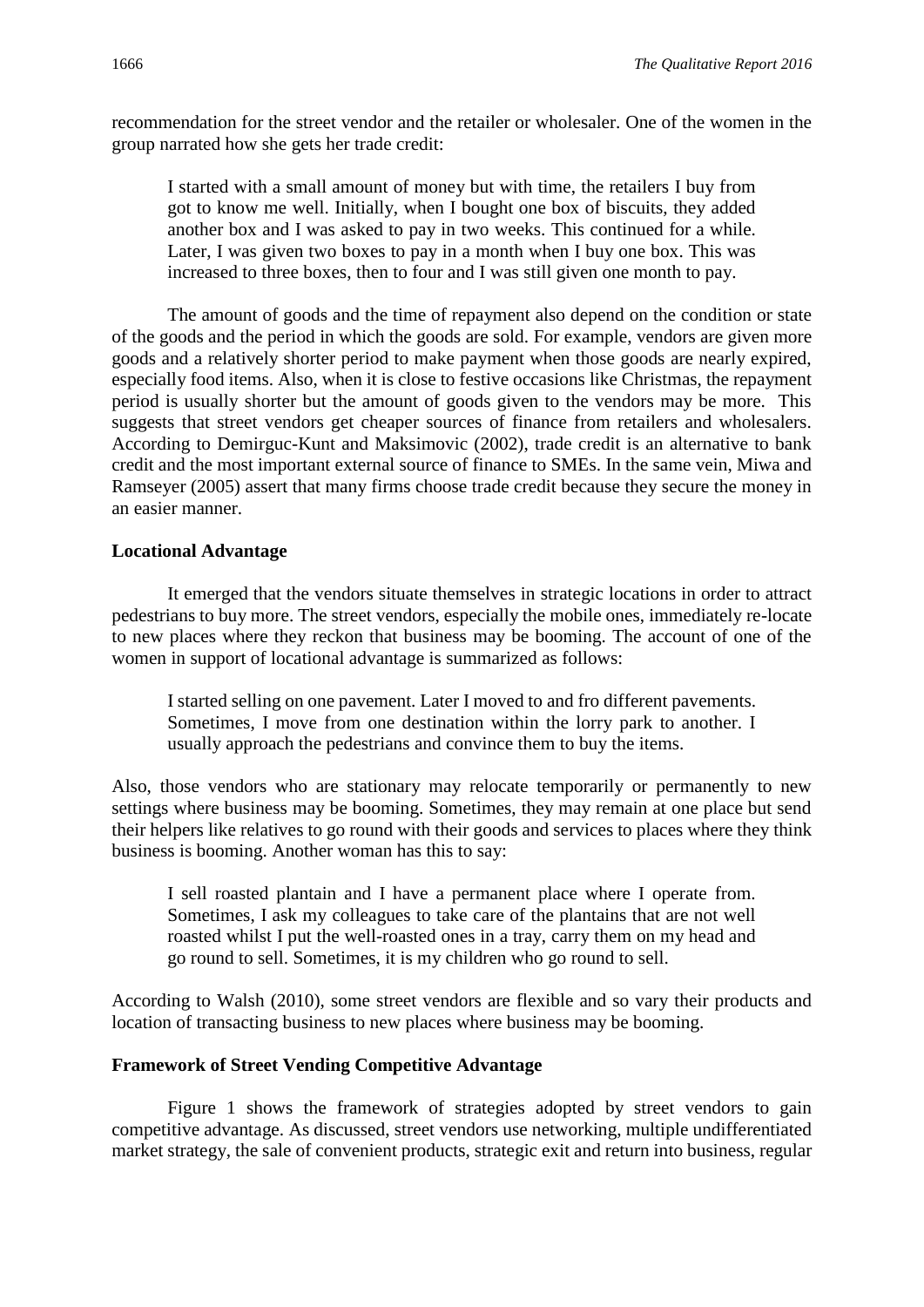recommendation for the street vendor and the retailer or wholesaler. One of the women in the group narrated how she gets her trade credit:

> I started with a small amount of money but with time, the retailers I buy from got to know me well. Initially, when I bought one box of biscuits, they added another box and I was asked to pay in two weeks. This continued for a while. Later, I was given two boxes to pay in a month when I buy one box. This was increased to three boxes, then to four and I was still given one month to pay.

The amount of goods and the time of repayment also depend on the condition or state of the goods and the period in which the goods are sold. For example, vendors are given more goods and a relatively shorter period to make payment when those goods are nearly expired, especially food items. Also, when it is close to festive occasions like Christmas, the repayment period is usually shorter but the amount of goods given to the vendors may be more. This suggests that street vendors get cheaper sources of finance from retailers and wholesalers. According to Demirguc-Kunt and Maksimovic (2002), trade credit is an alternative to bank credit and the most important external source of finance to SMEs. In the same vein, Miwa and Ramseyer (2005) assert that many firms choose trade credit because they secure the money in an easier manner.

**Locational Advantage**

It emerged that the vendors situate themselves in strategic locations in order to attract pedestrians to buy more. The street vendors, especially the mobile ones, immediately re-locate to new places where they reckon that business may be booming. The account of one of the women in support of locational advantage is summarized as follows:

> I started selling on one pavement. Later I moved to and fro different pavements. Sometimes, I move from one destination within the lorry park to another. I usually approach the pedestrians and convince them to buy the items.

Also, those vendors who are stationary may relocate temporarily or permanently to new settings where business may be booming. Sometimes, they may remain at one place but send their helpers like relatives to go round with their goods and services to places where they think business is booming. Another woman has this to say:

> I sell roasted plantain and I have a permanent place where I operate from. Sometimes, I ask my colleagues to take care of the plantains that are not well roasted whilst I put the well-roasted ones in a tray, carry them on my head and go round to sell. Sometimes, it is my children who go round to sell.

According to Walsh (2010), some street vendors are flexible and so vary their products and location of transacting business to new places where business may be booming.

**Framework of Street Vending Competitive Advantage**

Figure 1 shows the framework of strategies adopted by street vendors to gain competitive advantage. As discussed, street vendors use networking, multiple undifferentiated market strategy, the sale of convenient products, strategic exit and return into business, regular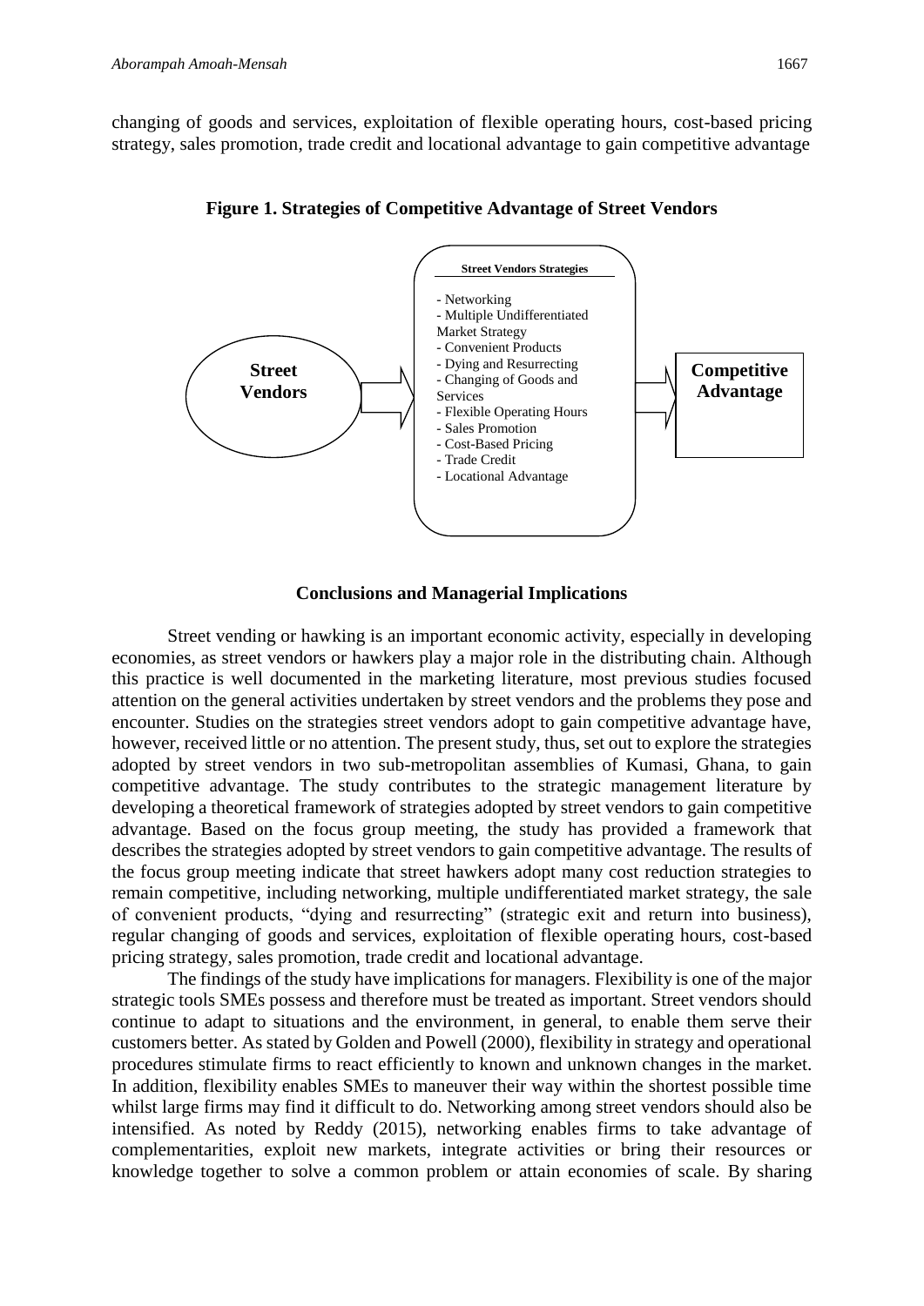changing of goods and services, exploitation of flexible operating hours, cost-based pricing strategy, sales promotion, trade credit and locational advantage to gain competitive advantage

**Figure 1. Strategies of Competitive Advantage of Street Vendors**

**Street Vendors** → **Street Vendors Strategies**
- Networking
- Multiple Undifferentiated Market Strategy
- Convenient Products
- Dying and Resurrecting
- Changing of Goods and Services
- Flexible Operating Hours
- Sales Promotion
- Cost-Based Pricing
- Trade Credit
- Locational Advantage

→ **Competitive Advantage**

## Conclusions and Managerial Implications

Street vending or hawking is an important economic activity, especially in developing economies, as street vendors or hawkers play a major role in the distributing chain. Although this practice is well documented in the marketing literature, most previous studies focused attention on the general activities undertaken by street vendors and the problems they pose and encounter. Studies on the strategies street vendors adopt to gain competitive advantage have, however, received little or no attention. The present study, thus, set out to explore the strategies adopted by street vendors in two sub-metropolitan assemblies of Kumasi, Ghana, to gain competitive advantage. The study contributes to the strategic management literature by developing a theoretical framework of strategies adopted by street vendors to gain competitive advantage. Based on the focus group meeting, the study has provided a framework that describes the strategies adopted by street vendors to gain competitive advantage. The results of the focus group meeting indicate that street hawkers adopt many cost reduction strategies to remain competitive, including networking, multiple undifferentiated market strategy, the sale of convenient products, "dying and resurrecting" (strategic exit and return into business), regular changing of goods and services, exploitation of flexible operating hours, cost-based pricing strategy, sales promotion, trade credit and locational advantage.

The findings of the study have implications for managers. Flexibility is one of the major strategic tools SMEs possess and therefore must be treated as important. Street vendors should continue to adapt to situations and the environment, in general, to enable them serve their customers better. As stated by Golden and Powell (2000), flexibility in strategy and operational procedures stimulate firms to react efficiently to known and unknown changes in the market. In addition, flexibility enables SMEs to maneuver their way within the shortest possible time whilst large firms may find it difficult to do. Networking among street vendors should also be intensified. As noted by Reddy (2015), networking enables firms to take advantage of complementarities, exploit new markets, integrate activities or bring their resources or knowledge together to solve a common problem or attain economies of scale. By sharing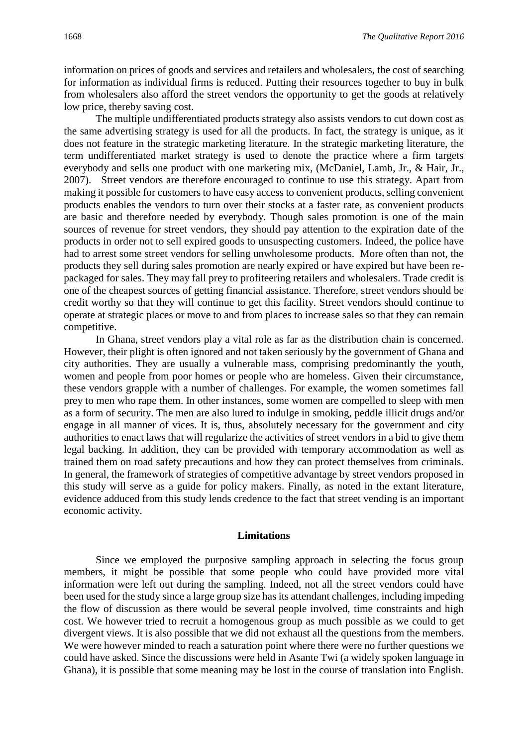information on prices of goods and services and retailers and wholesalers, the cost of searching for information as individual firms is reduced. Putting their resources together to buy in bulk from wholesalers also afford the street vendors the opportunity to get the goods at relatively low price, thereby saving cost.

The multiple undifferentiated products strategy also assists vendors to cut down cost as the same advertising strategy is used for all the products. In fact, the strategy is unique, as it does not feature in the strategic marketing literature. In the strategic marketing literature, the term undifferentiated market strategy is used to denote the practice where a firm targets everybody and sells one product with one marketing mix, (McDaniel, Lamb, Jr., & Hair, Jr., 2007). Street vendors are therefore encouraged to continue to use this strategy. Apart from making it possible for customers to have easy access to convenient products, selling convenient products enables the vendors to turn over their stocks at a faster rate, as convenient products are basic and therefore needed by everybody. Though sales promotion is one of the main sources of revenue for street vendors, they should pay attention to the expiration date of the products in order not to sell expired goods to unsuspecting customers. Indeed, the police have had to arrest some street vendors for selling unwholesome products. More often than not, the products they sell during sales promotion are nearly expired or have expired but have been re-packaged for sales. They may fall prey to profiteering retailers and wholesalers. Trade credit is one of the cheapest sources of getting financial assistance. Therefore, street vendors should be credit worthy so that they will continue to get this facility. Street vendors should continue to operate at strategic places or move to and from places to increase sales so that they can remain competitive.

In Ghana, street vendors play a vital role as far as the distribution chain is concerned. However, their plight is often ignored and not taken seriously by the government of Ghana and city authorities. They are usually a vulnerable mass, comprising predominantly the youth, women and people from poor homes or people who are homeless. Given their circumstance, these vendors grapple with a number of challenges. For example, the women sometimes fall prey to men who rape them. In other instances, some women are compelled to sleep with men as a form of security. The men are also lured to indulge in smoking, peddle illicit drugs and/or engage in all manner of vices. It is, thus, absolutely necessary for the government and city authorities to enact laws that will regularize the activities of street vendors in a bid to give them legal backing. In addition, they can be provided with temporary accommodation as well as trained them on road safety precautions and how they can protect themselves from criminals. In general, the framework of strategies of competitive advantage by street vendors proposed in this study will serve as a guide for policy makers. Finally, as noted in the extant literature, evidence adduced from this study lends credence to the fact that street vending is an important economic activity.

## Limitations

Since we employed the purposive sampling approach in selecting the focus group members, it might be possible that some people who could have provided more vital information were left out during the sampling. Indeed, not all the street vendors could have been used for the study since a large group size has its attendant challenges, including impeding the flow of discussion as there would be several people involved, time constraints and high cost. We however tried to recruit a homogenous group as much possible as we could to get divergent views. It is also possible that we did not exhaust all the questions from the members. We were however minded to reach a saturation point where there were no further questions we could have asked. Since the discussions were held in Asante Twi (a widely spoken language in Ghana), it is possible that some meaning may be lost in the course of translation into English.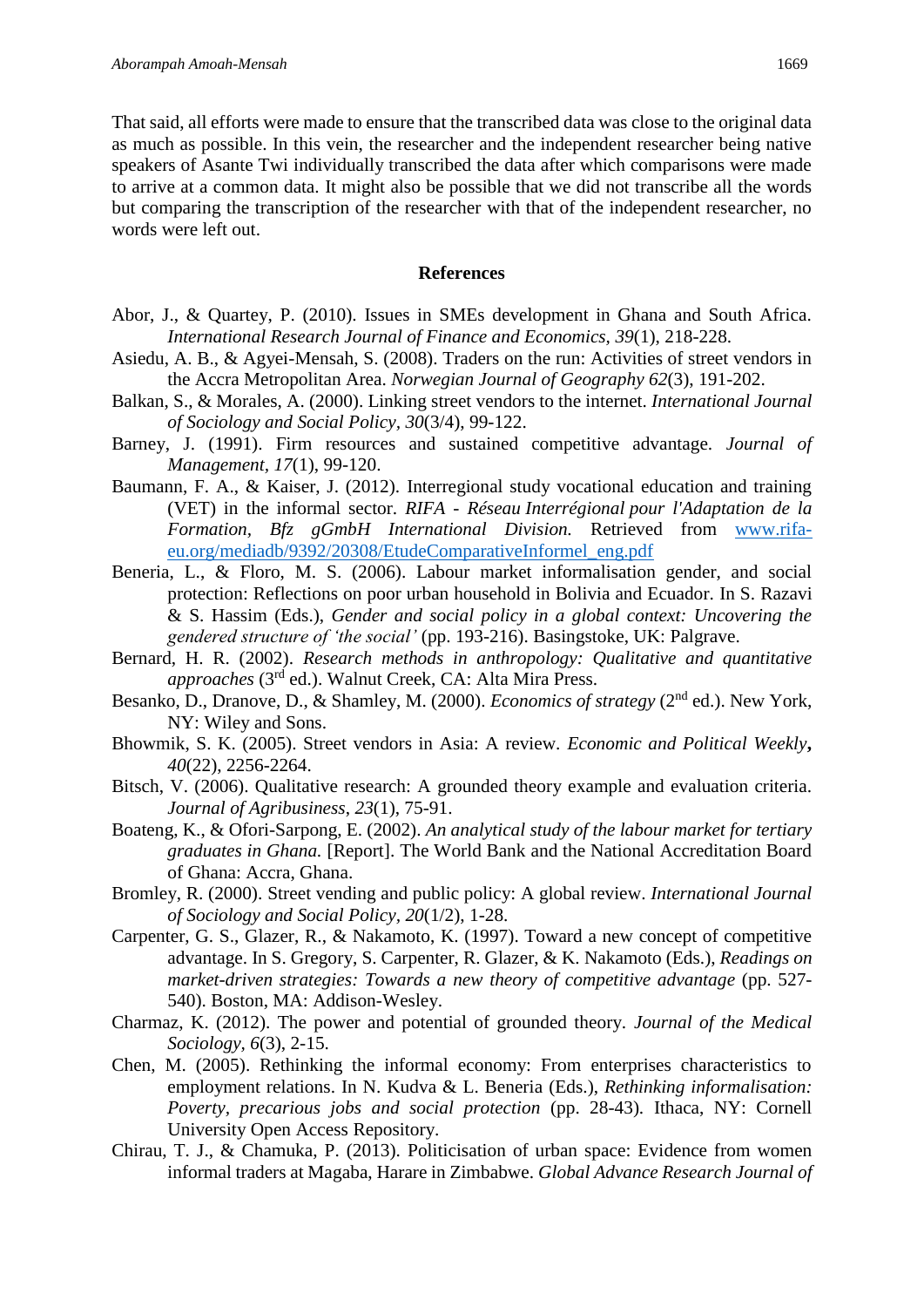That said, all efforts were made to ensure that the transcribed data was close to the original data as much as possible. In this vein, the researcher and the independent researcher being native speakers of Asante Twi individually transcribed the data after which comparisons were made to arrive at a common data. It might also be possible that we did not transcribe all the words but comparing the transcription of the researcher with that of the independent researcher, no words were left out.

## References

Abor, J., & Quartey, P. (2010). Issues in SMEs development in Ghana and South Africa. *International Research Journal of Finance and Economics, 39*(1), 218-228.

Asiedu, A. B., & Agyei-Mensah, S. (2008). Traders on the run: Activities of street vendors in the Accra Metropolitan Area. *Norwegian Journal of Geography 62*(3), 191-202.

Balkan, S., & Morales, A. (2000). Linking street vendors to the internet. *International Journal of Sociology and Social Policy, 30*(3/4), 99-122.

Barney, J. (1991). Firm resources and sustained competitive advantage. *Journal of Management, 17*(1), 99-120.

Baumann, F. A., & Kaiser, J. (2012). Interregional study vocational education and training (VET) in the informal sector. *RIFA - Réseau Interrégional pour l'Adaptation de la Formation, Bfz gGmbH International Division.* Retrieved from www.rifa-eu.org/mediadb/9392/20308/EtudeComparativeInformel_eng.pdf

Beneria, L., & Floro, M. S. (2006). Labour market informalisation gender, and social protection: Reflections on poor urban household in Bolivia and Ecuador. In S. Razavi & S. Hassim (Eds.), *Gender and social policy in a global context: Uncovering the gendered structure of 'the social'* (pp. 193-216). Basingstoke, UK: Palgrave.

Bernard, H. R. (2002). *Research methods in anthropology: Qualitative and quantitative approaches* (3rd ed.). Walnut Creek, CA: Alta Mira Press.

Besanko, D., Dranove, D., & Shamley, M. (2000). *Economics of strategy* (2nd ed.). New York, NY: Wiley and Sons.

Bhowmik, S. K. (2005). Street vendors in Asia: A review. *Economic and Political Weekly, 40*(22), 2256-2264.

Bitsch, V. (2006). Qualitative research: A grounded theory example and evaluation criteria. *Journal of Agribusiness, 23*(1), 75-91.

Boateng, K., & Ofori-Sarpong, E. (2002). *An analytical study of the labour market for tertiary graduates in Ghana.* [Report]. The World Bank and the National Accreditation Board of Ghana: Accra, Ghana.

Bromley, R. (2000). Street vending and public policy: A global review. *International Journal of Sociology and Social Policy, 20*(1/2), 1-28.

Carpenter, G. S., Glazer, R., & Nakamoto, K. (1997). Toward a new concept of competitive advantage. In S. Gregory, S. Carpenter, R. Glazer, & K. Nakamoto (Eds.), *Readings on market-driven strategies: Towards a new theory of competitive advantage* (pp. 527-540). Boston, MA: Addison-Wesley.

Charmaz, K. (2012). The power and potential of grounded theory. *Journal of the Medical Sociology, 6*(3), 2-15.

Chen, M. (2005). Rethinking the informal economy: From enterprises characteristics to employment relations. In N. Kudva & L. Beneria (Eds.), *Rethinking informalisation: Poverty, precarious jobs and social protection* (pp. 28-43). Ithaca, NY: Cornell University Open Access Repository.

Chirau, T. J., & Chamuka, P. (2013). Politicisation of urban space: Evidence from women informal traders at Magaba, Harare in Zimbabwe. *Global Advance Research Journal of*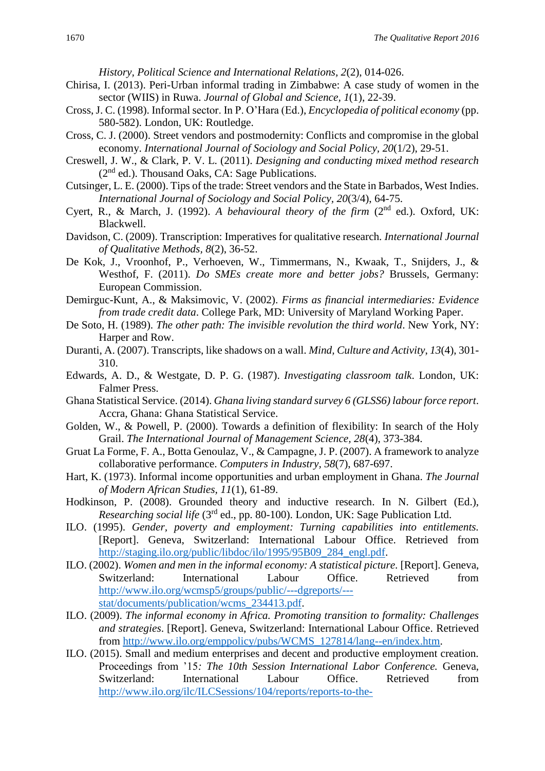*History, Political Science and International Relations, 2*(2), 014-026.

Chirisa, I. (2013). Peri-Urban informal trading in Zimbabwe: A case study of women in the sector (WIIS) in Ruwa. *Journal of Global and Science, 1*(1), 22-39.

Cross, J. C. (1998). Informal sector. In P. O'Hara (Ed.), *Encyclopedia of political economy* (pp. 580-582). London, UK: Routledge.

Cross, C. J. (2000). Street vendors and postmodernity: Conflicts and compromise in the global economy. *International Journal of Sociology and Social Policy, 20*(1/2), 29-51.

Creswell, J. W., & Clark, P. V. L. (2011). *Designing and conducting mixed method research* (2nd ed.). Thousand Oaks, CA: Sage Publications.

Cutsinger, L. E. (2000). Tips of the trade: Street vendors and the State in Barbados, West Indies. *International Journal of Sociology and Social Policy, 20*(3/4), 64-75.

Cyert, R., & March, J. (1992). *A behavioural theory of the firm* (2nd ed.). Oxford, UK: Blackwell.

Davidson, C. (2009). Transcription: Imperatives for qualitative research. *International Journal of Qualitative Methods, 8*(2), 36-52.

De Kok, J., Vroonhof, P., Verhoeven, W., Timmermans, N., Kwaak, T., Snijders, J., & Westhof, F. (2011). *Do SMEs create more and better jobs?* Brussels, Germany: European Commission.

Demirguc-Kunt, A., & Maksimovic, V. (2002). *Firms as financial intermediaries: Evidence from trade credit data*. College Park, MD: University of Maryland Working Paper.

De Soto, H. (1989). *The other path: The invisible revolution the third world*. New York, NY: Harper and Row.

Duranti, A. (2007). Transcripts, like shadows on a wall. *Mind, Culture and Activity, 13*(4), 301-310.

Edwards, A. D., & Westgate, D. P. G. (1987). *Investigating classroom talk*. London, UK: Falmer Press.

Ghana Statistical Service. (2014). *Ghana living standard survey 6 (GLSS6) labour force report*. Accra, Ghana: Ghana Statistical Service.

Golden, W., & Powell, P. (2000). Towards a definition of flexibility: In search of the Holy Grail. *The International Journal of Management Science, 28*(4), 373-384.

Gruat La Forme, F. A., Botta Genoulaz, V., & Campagne, J. P. (2007). A framework to analyze collaborative performance. *Computers in Industry, 58*(7), 687-697.

Hart, K. (1973). Informal income opportunities and urban employment in Ghana. *The Journal of Modern African Studies, 11*(1), 61-89.

Hodkinson, P. (2008). Grounded theory and inductive research. In N. Gilbert (Ed.), *Researching social life* (3rd ed., pp. 80-100). London, UK: Sage Publication Ltd.

ILO. (1995). *Gender, poverty and employment: Turning capabilities into entitlements.* [Report]. Geneva, Switzerland: International Labour Office. Retrieved from http://staging.ilo.org/public/libdoc/ilo/1995/95B09_284_engl.pdf.

ILO. (2002). *Women and men in the informal economy: A statistical picture*. [Report]. Geneva, Switzerland: International Labour Office. Retrieved from http://www.ilo.org/wcmsp5/groups/public/---dgreports/---stat/documents/publication/wcms_234413.pdf.

ILO. (2009). *The informal economy in Africa. Promoting transition to formality: Challenges and strategies*. [Report]. Geneva, Switzerland: International Labour Office. Retrieved from http://www.ilo.org/emppolicy/pubs/WCMS_127814/lang--en/index.htm.

ILO. (2015). Small and medium enterprises and decent and productive employment creation. Proceedings from '15*: The 10th Session International Labor Conference.* Geneva, Switzerland: International Labour Office. Retrieved from http://www.ilo.org/ilc/ILCSessions/104/reports/reports-to-the-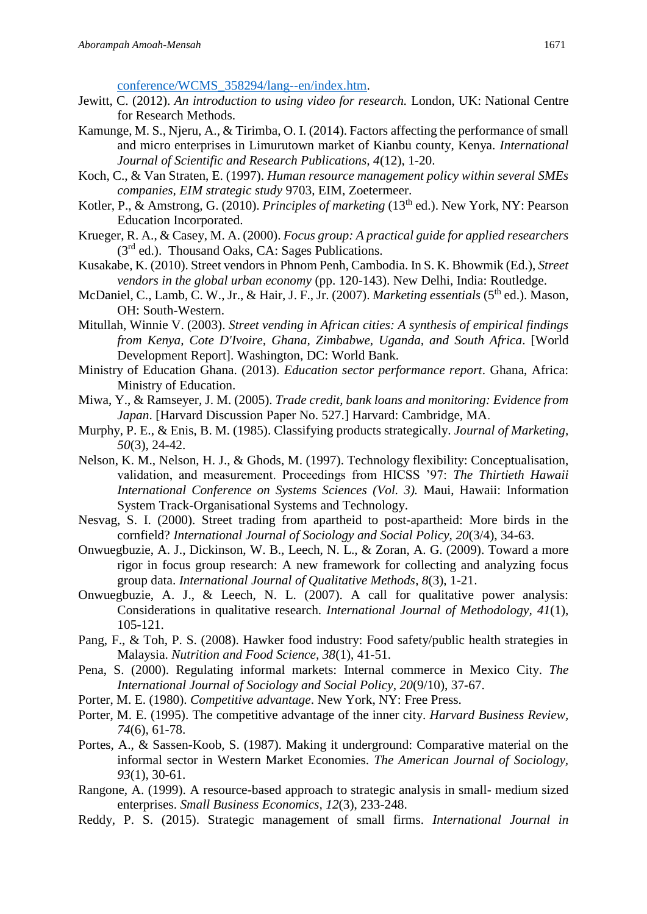conference/WCMS_358294/lang--en/index.htm.

Jewitt, C. (2012). *An introduction to using video for research.* London, UK: National Centre for Research Methods.

Kamunge, M. S., Njeru, A., & Tirimba, O. I. (2014). Factors affecting the performance of small and micro enterprises in Limurutown market of Kianbu county, Kenya. *International Journal of Scientific and Research Publications, 4*(12), 1-20.

Koch, C., & Van Straten, E. (1997). *Human resource management policy within several SMEs companies, EIM strategic study* 9703, EIM, Zoetermeer.

Kotler, P., & Amstrong, G. (2010). *Principles of marketing* (13th ed.). New York, NY: Pearson Education Incorporated.

Krueger, R. A., & Casey, M. A. (2000). *Focus group: A practical guide for applied researchers* (3rd ed.). Thousand Oaks, CA: Sages Publications.

Kusakabe, K. (2010). Street vendors in Phnom Penh, Cambodia. In S. K. Bhowmik (Ed.), *Street vendors in the global urban economy* (pp. 120-143). New Delhi, India: Routledge.

McDaniel, C., Lamb, C. W., Jr., & Hair, J. F., Jr. (2007). *Marketing essentials* (5th ed.). Mason, OH: South-Western.

Mitullah, Winnie V. (2003). *Street vending in African cities: A synthesis of empirical findings from Kenya, Cote D'Ivoire, Ghana, Zimbabwe, Uganda, and South Africa*. [World Development Report]. Washington, DC: World Bank.

Ministry of Education Ghana. (2013). *Education sector performance report*. Ghana, Africa: Ministry of Education.

Miwa, Y., & Ramseyer, J. M. (2005). *Trade credit, bank loans and monitoring: Evidence from Japan*. [Harvard Discussion Paper No. 527.] Harvard: Cambridge, MA.

Murphy, P. E., & Enis, B. M. (1985). Classifying products strategically. *Journal of Marketing, 50*(3), 24-42.

Nelson, K. M., Nelson, H. J., & Ghods, M. (1997). Technology flexibility: Conceptualisation, validation, and measurement. Proceedings from HICSS '97: *The Thirtieth Hawaii International Conference on Systems Sciences (Vol. 3).* Maui, Hawaii: Information System Track-Organisational Systems and Technology.

Nesvag, S. I. (2000). Street trading from apartheid to post-apartheid: More birds in the cornfield? *International Journal of Sociology and Social Policy, 20*(3/4), 34-63.

Onwuegbuzie, A. J., Dickinson, W. B., Leech, N. L., & Zoran, A. G. (2009). Toward a more rigor in focus group research: A new framework for collecting and analyzing focus group data. *International Journal of Qualitative Methods*, *8*(3), 1-21.

Onwuegbuzie, A. J., & Leech, N. L. (2007). A call for qualitative power analysis: Considerations in qualitative research. *International Journal of Methodology, 41*(1), 105-121.

Pang, F., & Toh, P. S. (2008). Hawker food industry: Food safety/public health strategies in Malaysia. *Nutrition and Food Science, 38*(1), 41-51.

Pena, S. (2000). Regulating informal markets: Internal commerce in Mexico City. *The International Journal of Sociology and Social Policy, 20*(9/10), 37-67.

Porter, M. E. (1980). *Competitive advantage*. New York, NY: Free Press.

Porter, M. E. (1995). The competitive advantage of the inner city. *Harvard Business Review, 74*(6), 61-78.

Portes, A., & Sassen-Koob, S. (1987). Making it underground: Comparative material on the informal sector in Western Market Economies. *The American Journal of Sociology, 93*(1), 30-61.

Rangone, A. (1999). A resource-based approach to strategic analysis in small- medium sized enterprises. *Small Business Economics, 12*(3), 233-248.

Reddy, P. S. (2015). Strategic management of small firms. *International Journal in*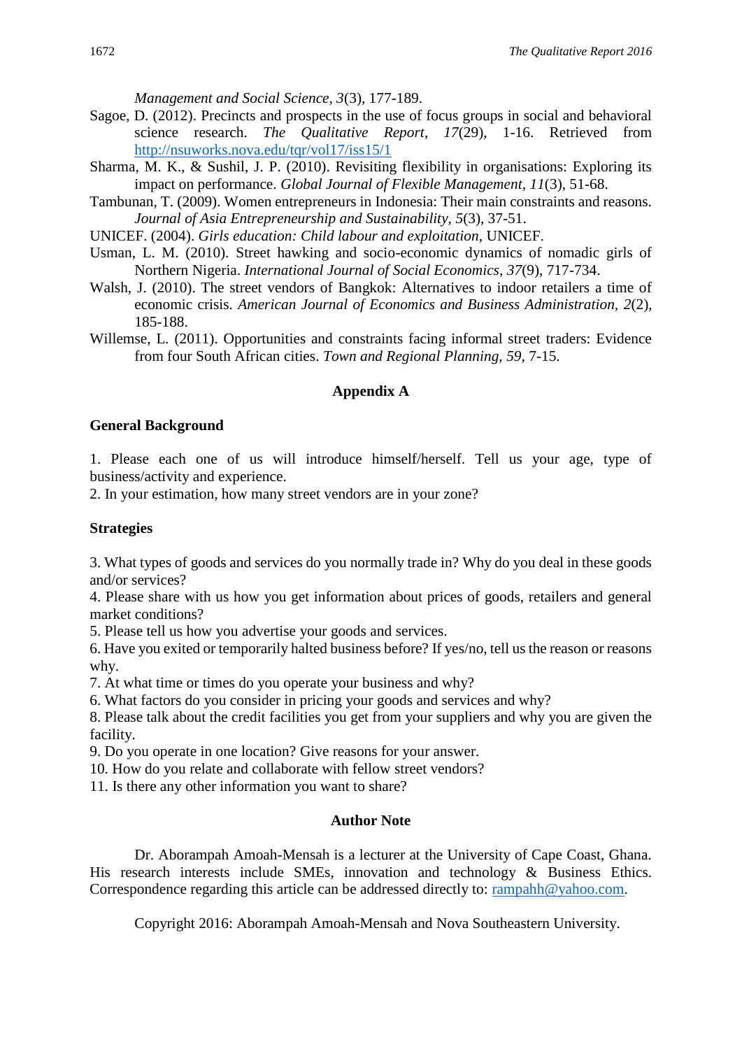*Management and Social Science, 3*(3), 177-189.

Sagoe, D. (2012). Precincts and prospects in the use of focus groups in social and behavioral science research. *The Qualitative Report, 17*(29), 1-16. Retrieved from http://nsuworks.nova.edu/tqr/vol17/iss15/1

Sharma, M. K., & Sushil, J. P. (2010). Revisiting flexibility in organisations: Exploring its impact on performance. *Global Journal of Flexible Management, 11*(3), 51-68.

Tambunan, T. (2009). Women entrepreneurs in Indonesia: Their main constraints and reasons. *Journal of Asia Entrepreneurship and Sustainability, 5*(3), 37-51.

UNICEF. (2004). *Girls education: Child labour and exploitation*, UNICEF.

Usman, L. M. (2010). Street hawking and socio-economic dynamics of nomadic girls of Northern Nigeria. *International Journal of Social Economics, 37*(9), 717-734.

Walsh, J. (2010). The street vendors of Bangkok: Alternatives to indoor retailers a time of economic crisis. *American Journal of Economics and Business Administration, 2*(2), 185-188.

Willemse, L. (2011). Opportunities and constraints facing informal street traders: Evidence from four South African cities. *Town and Regional Planning, 59*, 7-15.

## Appendix A

### General Background

1. Please each one of us will introduce himself/herself. Tell us your age, type of business/activity and experience.
2. In your estimation, how many street vendors are in your zone?

### Strategies

3. What types of goods and services do you normally trade in? Why do you deal in these goods and/or services?
4. Please share with us how you get information about prices of goods, retailers and general market conditions?
5. Please tell us how you advertise your goods and services.
6. Have you exited or temporarily halted business before? If yes/no, tell us the reason or reasons why.
7. At what time or times do you operate your business and why?
6. What factors do you consider in pricing your goods and services and why?
8. Please talk about the credit facilities you get from your suppliers and why you are given the facility.
9. Do you operate in one location? Give reasons for your answer.
10. How do you relate and collaborate with fellow street vendors?
11. Is there any other information you want to share?

## Author Note

Dr. Aborampah Amoah-Mensah is a lecturer at the University of Cape Coast, Ghana. His research interests include SMEs, innovation and technology & Business Ethics. Correspondence regarding this article can be addressed directly to: rampahh@yahoo.com.

Copyright 2016: Aborampah Amoah-Mensah and Nova Southeastern University.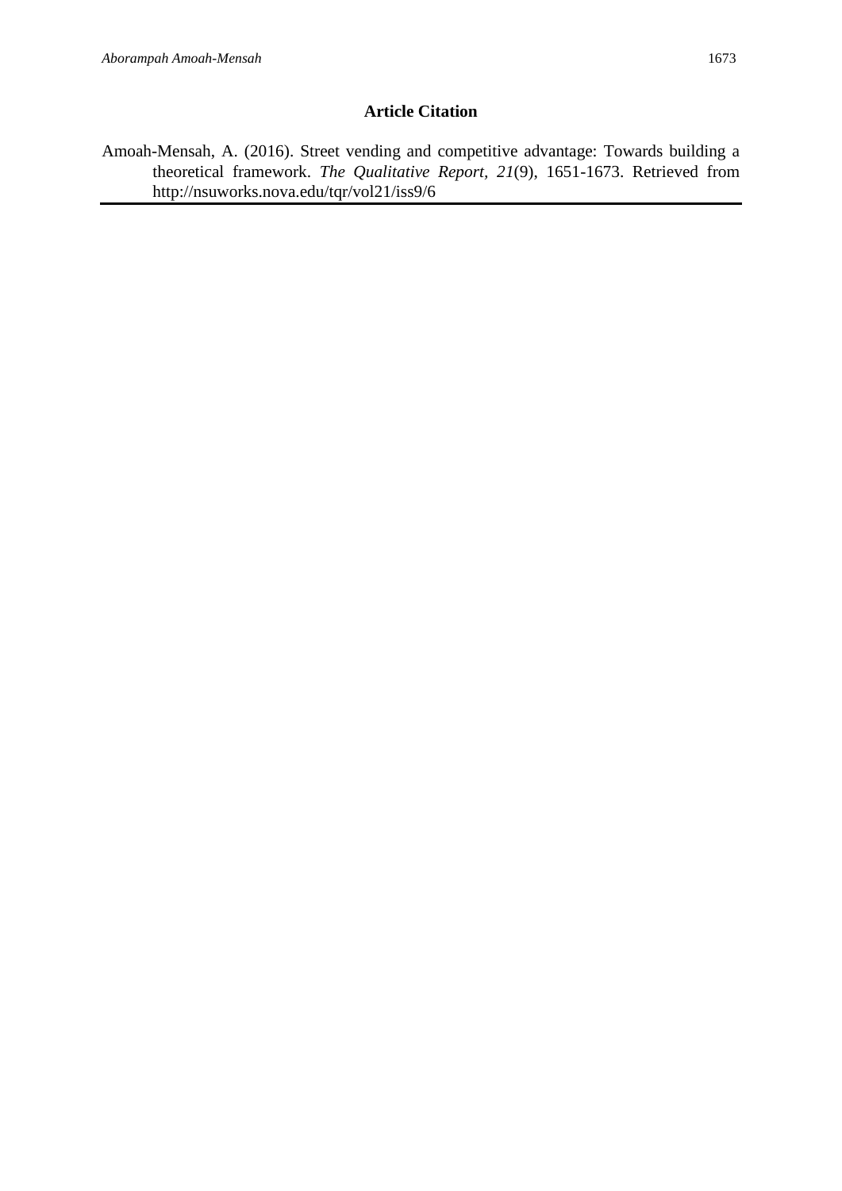## Article Citation

Amoah-Mensah, A. (2016). Street vending and competitive advantage: Towards building a theoretical framework. *The Qualitative Report*, *21*(9), 1651-1673. Retrieved from http://nsuworks.nova.edu/tqr/vol21/iss9/6